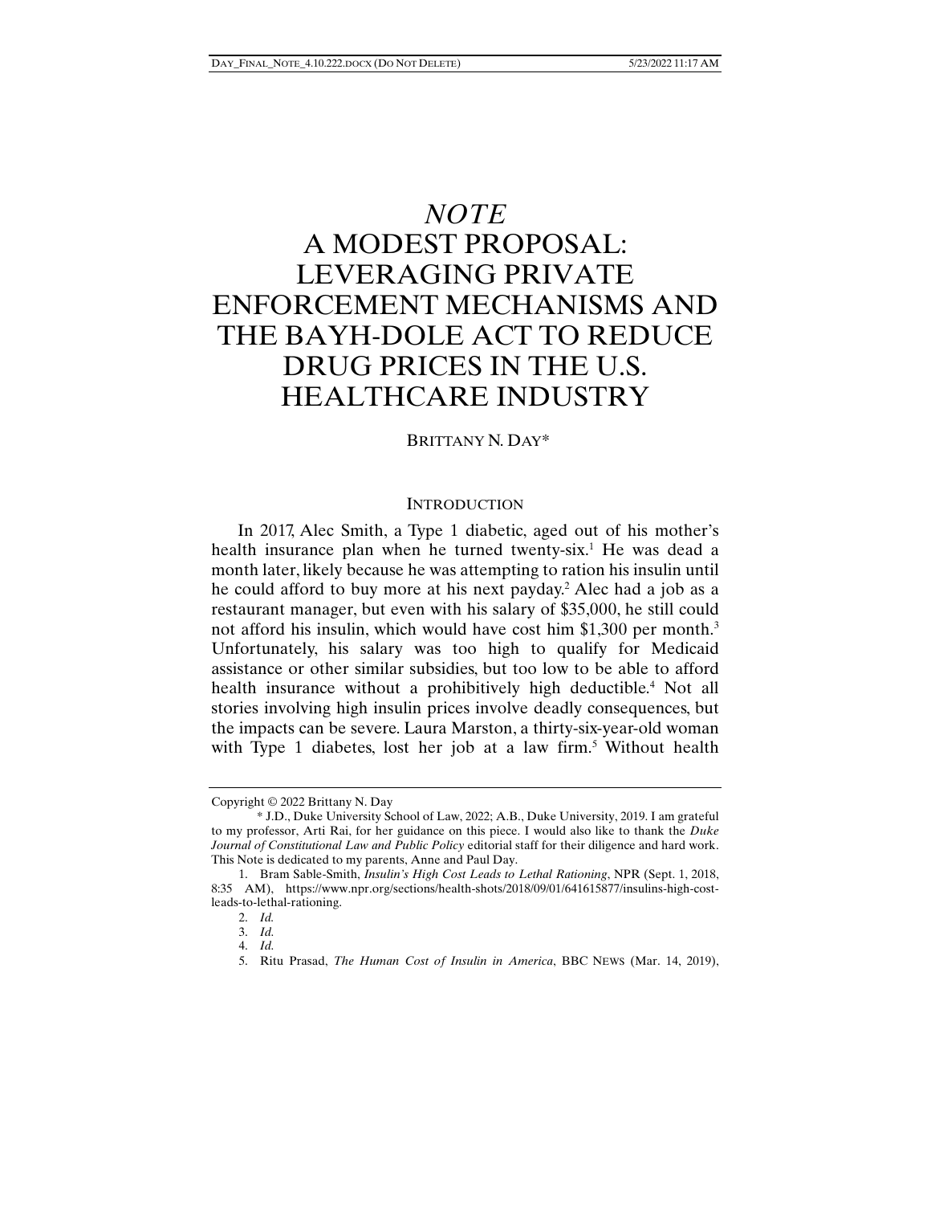# *NOTE*
# A MODEST PROPOSAL: LEVERAGING PRIVATE ENFORCEMENT MECHANISMS AND THE BAYH-DOLE ACT TO REDUCE DRUG PRICES IN THE U.S. HEALTHCARE INDUSTRY

BRITTANY N. DAY*

## INTRODUCTION

In 2017, Alec Smith, a Type 1 diabetic, aged out of his mother's health insurance plan when he turned twenty-six.[1] He was dead a month later, likely because he was attempting to ration his insulin until he could afford to buy more at his next payday.[2] Alec had a job as a restaurant manager, but even with his salary of $35,000, he still could not afford his insulin, which would have cost him $1,300 per month.[3] Unfortunately, his salary was too high to qualify for Medicaid assistance or other similar subsidies, but too low to be able to afford health insurance without a prohibitively high deductible.[4] Not all stories involving high insulin prices involve deadly consequences, but the impacts can be severe. Laura Marston, a thirty-six-year-old woman with Type 1 diabetes, lost her job at a law firm.[5] Without health

---

Copyright © 2022 Brittany N. Day

\* J.D., Duke University School of Law, 2022; A.B., Duke University, 2019. I am grateful to my professor, Arti Rai, for her guidance on this piece. I would also like to thank the *Duke Journal of Constitutional Law and Public Policy* editorial staff for their diligence and hard work. This Note is dedicated to my parents, Anne and Paul Day.

1. Bram Sable-Smith, *Insulin's High Cost Leads to Lethal Rationing*, NPR (Sept. 1, 2018, 8:35 AM), https://www.npr.org/sections/health-shots/2018/09/01/641615877/insulins-high-cost-leads-to-lethal-rationing.

2. *Id.*

3. *Id.*

4. *Id.*

5. Ritu Prasad, *The Human Cost of Insulin in America*, BBC NEWS (Mar. 14, 2019),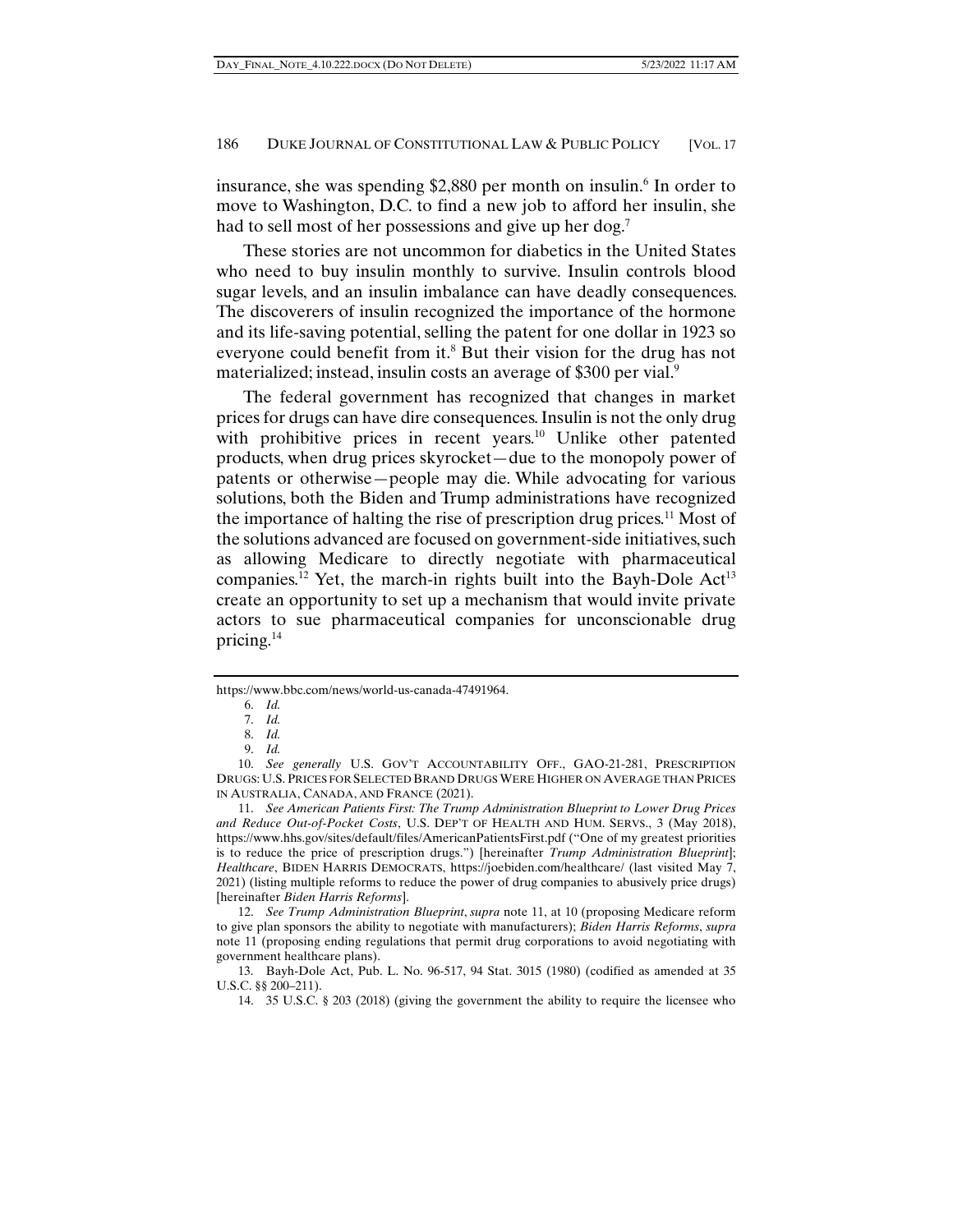insurance, she was spending $2,880 per month on insulin.[6] In order to move to Washington, D.C. to find a new job to afford her insulin, she had to sell most of her possessions and give up her dog.[7]

These stories are not uncommon for diabetics in the United States who need to buy insulin monthly to survive. Insulin controls blood sugar levels, and an insulin imbalance can have deadly consequences. The discoverers of insulin recognized the importance of the hormone and its life-saving potential, selling the patent for one dollar in 1923 so everyone could benefit from it.[8] But their vision for the drug has not materialized; instead, insulin costs an average of $300 per vial.[9]

The federal government has recognized that changes in market prices for drugs can have dire consequences. Insulin is not the only drug with prohibitive prices in recent years.[10] Unlike other patented products, when drug prices skyrocket—due to the monopoly power of patents or otherwise—people may die. While advocating for various solutions, both the Biden and Trump administrations have recognized the importance of halting the rise of prescription drug prices.[11] Most of the solutions advanced are focused on government-side initiatives, such as allowing Medicare to directly negotiate with pharmaceutical companies.[12] Yet, the march-in rights built into the Bayh-Dole Act[13] create an opportunity to set up a mechanism that would invite private actors to sue pharmaceutical companies for unconscionable drug pricing.[14]

---

https://www.bbc.com/news/world-us-canada-47491964.

6. *Id.*

7. *Id.*

8. *Id.*

9. *Id.*

10. *See generally* U.S. GOV'T ACCOUNTABILITY OFF., GAO-21-281, PRESCRIPTION DRUGS: U.S. PRICES FOR SELECTED BRAND DRUGS WERE HIGHER ON AVERAGE THAN PRICES IN AUSTRALIA, CANADA, AND FRANCE (2021).

11. *See American Patients First: The Trump Administration Blueprint to Lower Drug Prices and Reduce Out-of-Pocket Costs*, U.S. DEP'T OF HEALTH AND HUM. SERVS., 3 (May 2018), https://www.hhs.gov/sites/default/files/AmericanPatientsFirst.pdf ("One of my greatest priorities is to reduce the price of prescription drugs.") [hereinafter *Trump Administration Blueprint*]; *Healthcare*, BIDEN HARRIS DEMOCRATS, https://joebiden.com/healthcare/ (last visited May 7, 2021) (listing multiple reforms to reduce the power of drug companies to abusively price drugs) [hereinafter *Biden Harris Reforms*].

12. *See Trump Administration Blueprint*, *supra* note 11, at 10 (proposing Medicare reform to give plan sponsors the ability to negotiate with manufacturers); *Biden Harris Reforms*, *supra* note 11 (proposing ending regulations that permit drug corporations to avoid negotiating with government healthcare plans).

13. Bayh-Dole Act, Pub. L. No. 96-517, 94 Stat. 3015 (1980) (codified as amended at 35 U.S.C. §§ 200–211).

14. 35 U.S.C. § 203 (2018) (giving the government the ability to require the licensee who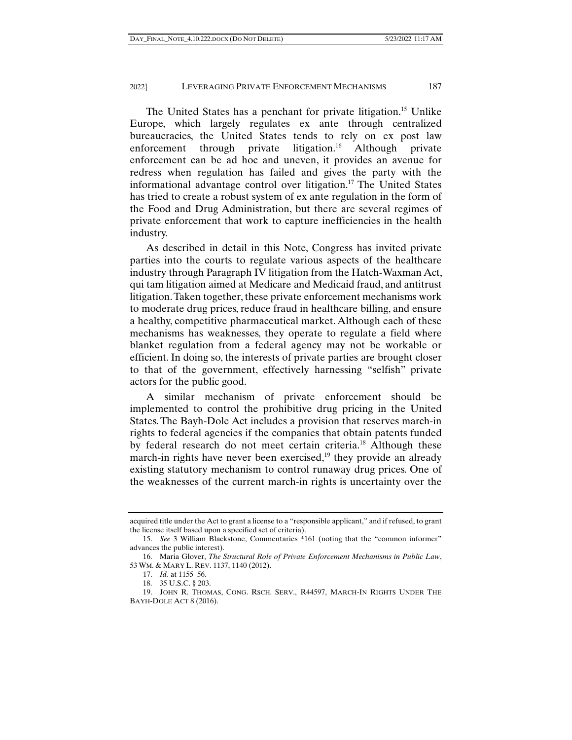The United States has a penchant for private litigation.[15] Unlike Europe, which largely regulates ex ante through centralized bureaucracies, the United States tends to rely on ex post law enforcement through private litigation.[16] Although private enforcement can be ad hoc and uneven, it provides an avenue for redress when regulation has failed and gives the party with the informational advantage control over litigation.[17] The United States has tried to create a robust system of ex ante regulation in the form of the Food and Drug Administration, but there are several regimes of private enforcement that work to capture inefficiencies in the health industry.

As described in detail in this Note, Congress has invited private parties into the courts to regulate various aspects of the healthcare industry through Paragraph IV litigation from the Hatch-Waxman Act, qui tam litigation aimed at Medicare and Medicaid fraud, and antitrust litigation. Taken together, these private enforcement mechanisms work to moderate drug prices, reduce fraud in healthcare billing, and ensure a healthy, competitive pharmaceutical market. Although each of these mechanisms has weaknesses, they operate to regulate a field where blanket regulation from a federal agency may not be workable or efficient. In doing so, the interests of private parties are brought closer to that of the government, effectively harnessing "selfish" private actors for the public good.

A similar mechanism of private enforcement should be implemented to control the prohibitive drug pricing in the United States. The Bayh-Dole Act includes a provision that reserves march-in rights to federal agencies if the companies that obtain patents funded by federal research do not meet certain criteria.[18] Although these march-in rights have never been exercised,[19] they provide an already existing statutory mechanism to control runaway drug prices. One of the weaknesses of the current march-in rights is uncertainty over the

---

acquired title under the Act to grant a license to a "responsible applicant," and if refused, to grant the license itself based upon a specified set of criteria).

15. *See* 3 William Blackstone, Commentaries *161 (noting that the "common informer" advances the public interest).

16. Maria Glover, *The Structural Role of Private Enforcement Mechanisms in Public Law*, 53 WM. & MARY L. REV. 1137, 1140 (2012).

17. *Id.* at 1155–56.

18. 35 U.S.C. § 203.

19. JOHN R. THOMAS, CONG. RSCH. SERV., R44597, MARCH-IN RIGHTS UNDER THE BAYH-DOLE ACT 8 (2016).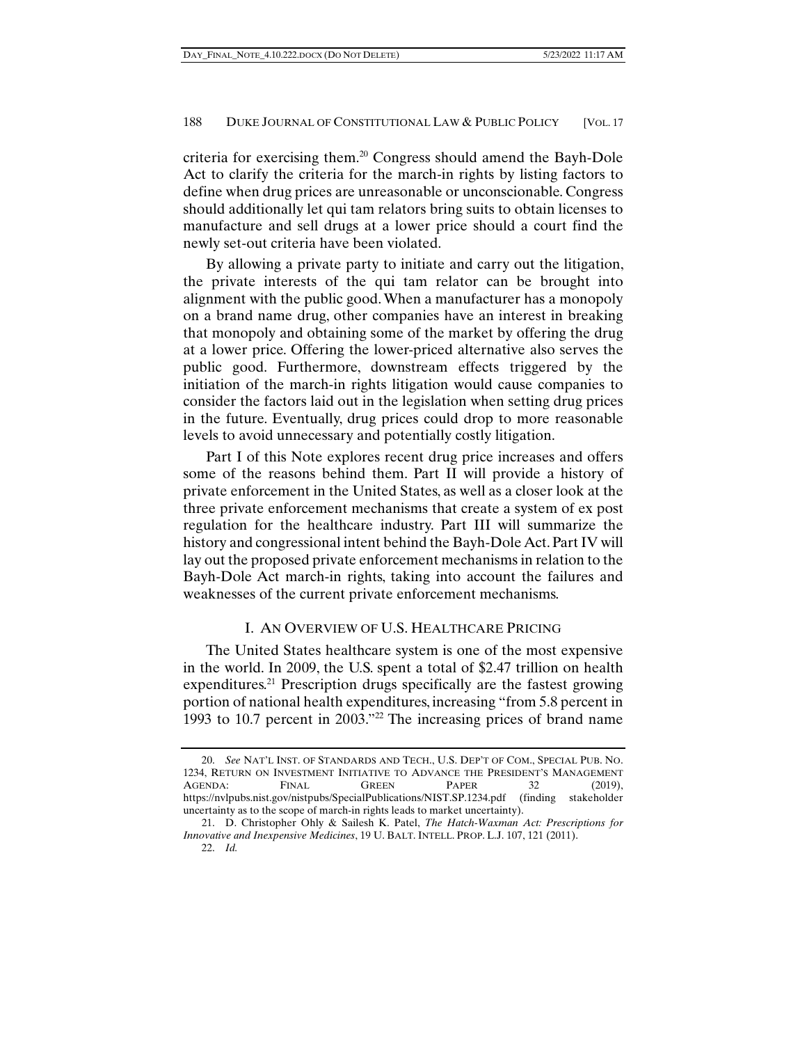criteria for exercising them.[20] Congress should amend the Bayh-Dole Act to clarify the criteria for the march-in rights by listing factors to define when drug prices are unreasonable or unconscionable. Congress should additionally let qui tam relators bring suits to obtain licenses to manufacture and sell drugs at a lower price should a court find the newly set-out criteria have been violated.

By allowing a private party to initiate and carry out the litigation, the private interests of the qui tam relator can be brought into alignment with the public good. When a manufacturer has a monopoly on a brand name drug, other companies have an interest in breaking that monopoly and obtaining some of the market by offering the drug at a lower price. Offering the lower-priced alternative also serves the public good. Furthermore, downstream effects triggered by the initiation of the march-in rights litigation would cause companies to consider the factors laid out in the legislation when setting drug prices in the future. Eventually, drug prices could drop to more reasonable levels to avoid unnecessary and potentially costly litigation.

Part I of this Note explores recent drug price increases and offers some of the reasons behind them. Part II will provide a history of private enforcement in the United States, as well as a closer look at the three private enforcement mechanisms that create a system of ex post regulation for the healthcare industry. Part III will summarize the history and congressional intent behind the Bayh-Dole Act. Part IV will lay out the proposed private enforcement mechanisms in relation to the Bayh-Dole Act march-in rights, taking into account the failures and weaknesses of the current private enforcement mechanisms.

## I. An Overview of U.S. Healthcare Pricing

The United States healthcare system is one of the most expensive in the world. In 2009, the U.S. spent a total of $2.47 trillion on health expenditures.[21] Prescription drugs specifically are the fastest growing portion of national health expenditures, increasing "from 5.8 percent in 1993 to 10.7 percent in 2003."[22] The increasing prices of brand name

---

20. *See* Nat'l Inst. of Standards and Tech., U.S. Dep't of Com., Special Pub. No. 1234, Return on Investment Initiative to Advance the President's Management Agenda: Final Green Paper 32 (2019), https://nvlpubs.nist.gov/nistpubs/SpecialPublications/NIST.SP.1234.pdf (finding stakeholder uncertainty as to the scope of march-in rights leads to market uncertainty).

21. D. Christopher Ohly & Sailesh K. Patel, *The Hatch-Waxman Act: Prescriptions for Innovative and Inexpensive Medicines*, 19 U. Balt. Intell. Prop. L.J. 107, 121 (2011).

22. *Id.*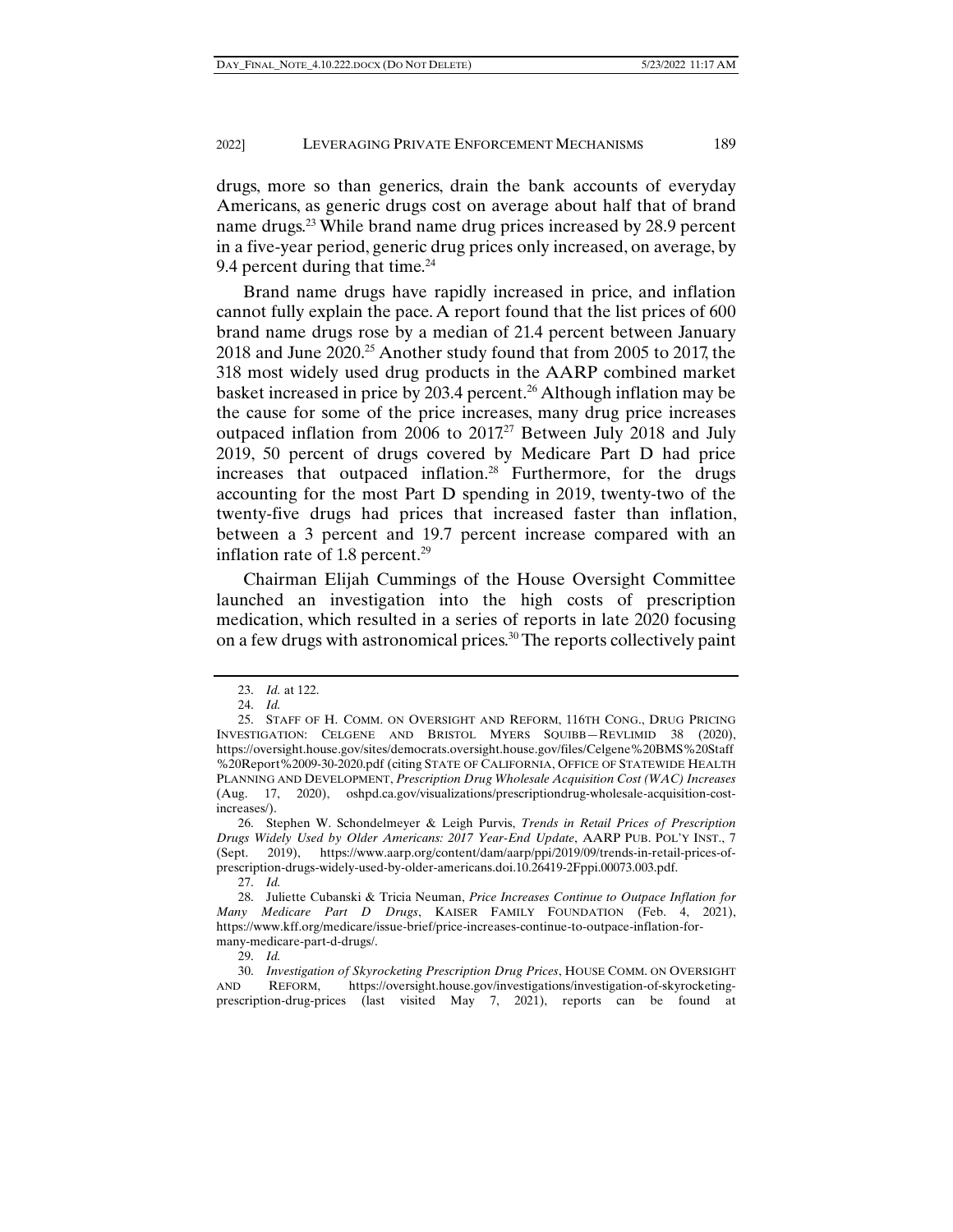drugs, more so than generics, drain the bank accounts of everyday Americans, as generic drugs cost on average about half that of brand name drugs.[23] While brand name drug prices increased by 28.9 percent in a five-year period, generic drug prices only increased, on average, by 9.4 percent during that time.[24]

Brand name drugs have rapidly increased in price, and inflation cannot fully explain the pace. A report found that the list prices of 600 brand name drugs rose by a median of 21.4 percent between January 2018 and June 2020.[25] Another study found that from 2005 to 2017, the 318 most widely used drug products in the AARP combined market basket increased in price by 203.4 percent.[26] Although inflation may be the cause for some of the price increases, many drug price increases outpaced inflation from 2006 to 2017.[27] Between July 2018 and July 2019, 50 percent of drugs covered by Medicare Part D had price increases that outpaced inflation.[28] Furthermore, for the drugs accounting for the most Part D spending in 2019, twenty-two of the twenty-five drugs had prices that increased faster than inflation, between a 3 percent and 19.7 percent increase compared with an inflation rate of 1.8 percent.[29]

Chairman Elijah Cummings of the House Oversight Committee launched an investigation into the high costs of prescription medication, which resulted in a series of reports in late 2020 focusing on a few drugs with astronomical prices.[30] The reports collectively paint

---

23. *Id.* at 122.

24. *Id.*

25. STAFF OF H. COMM. ON OVERSIGHT AND REFORM, 116TH CONG., DRUG PRICING INVESTIGATION: CELGENE AND BRISTOL MYERS SQUIBB—REVLIMID 38 (2020), https://oversight.house.gov/sites/democrats.oversight.house.gov/files/Celgene%20BMS%20Staff%20Report%2009-30-2020.pdf (citing STATE OF CALIFORNIA, OFFICE OF STATEWIDE HEALTH PLANNING AND DEVELOPMENT, *Prescription Drug Wholesale Acquisition Cost (WAC) Increases* (Aug. 17, 2020), oshpd.ca.gov/visualizations/prescriptiondrug-wholesale-acquisition-cost-increases/).

26. Stephen W. Schondelmeyer & Leigh Purvis, *Trends in Retail Prices of Prescription Drugs Widely Used by Older Americans: 2017 Year-End Update*, AARP PUB. POL'Y INST., 7 (Sept. 2019), https://www.aarp.org/content/dam/aarp/ppi/2019/09/trends-in-retail-prices-of-prescription-drugs-widely-used-by-older-americans.doi.10.26419-2Fppi.00073.003.pdf.

27. *Id.*

28. Juliette Cubanski & Tricia Neuman, *Price Increases Continue to Outpace Inflation for Many Medicare Part D Drugs*, KAISER FAMILY FOUNDATION (Feb. 4, 2021), https://www.kff.org/medicare/issue-brief/price-increases-continue-to-outpace-inflation-for-many-medicare-part-d-drugs/.

29. *Id.*

30. *Investigation of Skyrocketing Prescription Drug Prices*, HOUSE COMM. ON OVERSIGHT AND REFORM, https://oversight.house.gov/investigations/investigation-of-skyrocketing-prescription-drug-prices (last visited May 7, 2021), reports can be found at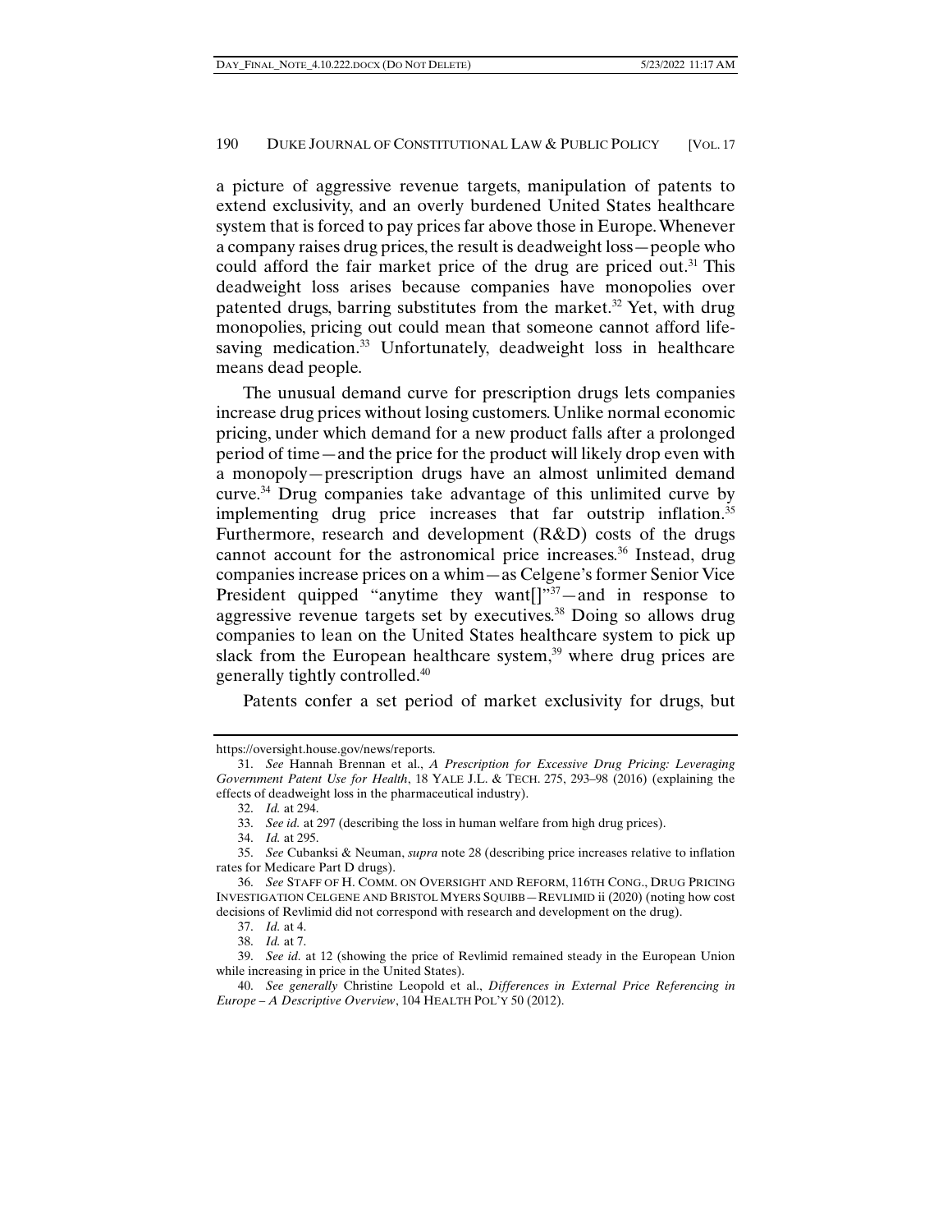a picture of aggressive revenue targets, manipulation of patents to extend exclusivity, and an overly burdened United States healthcare system that is forced to pay prices far above those in Europe. Whenever a company raises drug prices, the result is deadweight loss—people who could afford the fair market price of the drug are priced out.[31] This deadweight loss arises because companies have monopolies over patented drugs, barring substitutes from the market.[32] Yet, with drug monopolies, pricing out could mean that someone cannot afford life-saving medication.[33] Unfortunately, deadweight loss in healthcare means dead people.

The unusual demand curve for prescription drugs lets companies increase drug prices without losing customers. Unlike normal economic pricing, under which demand for a new product falls after a prolonged period of time—and the price for the product will likely drop even with a monopoly—prescription drugs have an almost unlimited demand curve.[34] Drug companies take advantage of this unlimited curve by implementing drug price increases that far outstrip inflation.[35] Furthermore, research and development (R&D) costs of the drugs cannot account for the astronomical price increases.[36] Instead, drug companies increase prices on a whim—as Celgene's former Senior Vice President quipped "anytime they want[]"[37]—and in response to aggressive revenue targets set by executives.[38] Doing so allows drug companies to lean on the United States healthcare system to pick up slack from the European healthcare system,[39] where drug prices are generally tightly controlled.[40]

Patents confer a set period of market exclusivity for drugs, but

---

https://oversight.house.gov/news/reports.

31. *See* Hannah Brennan et al., *A Prescription for Excessive Drug Pricing: Leveraging Government Patent Use for Health*, 18 YALE J.L. & TECH. 275, 293–98 (2016) (explaining the effects of deadweight loss in the pharmaceutical industry).

32. *Id.* at 294.

33. *See id.* at 297 (describing the loss in human welfare from high drug prices).

34. *Id.* at 295.

35. *See* Cubanksi & Neuman, *supra* note 28 (describing price increases relative to inflation rates for Medicare Part D drugs).

36. *See* STAFF OF H. COMM. ON OVERSIGHT AND REFORM, 116TH CONG., DRUG PRICING INVESTIGATION CELGENE AND BRISTOL MYERS SQUIBB—REVLIMID ii (2020) (noting how cost decisions of Revlimid did not correspond with research and development on the drug).

37. *Id.* at 4.

38. *Id.* at 7.

39. *See id.* at 12 (showing the price of Revlimid remained steady in the European Union while increasing in price in the United States).

40. *See generally* Christine Leopold et al., *Differences in External Price Referencing in Europe – A Descriptive Overview*, 104 HEALTH POL'Y 50 (2012).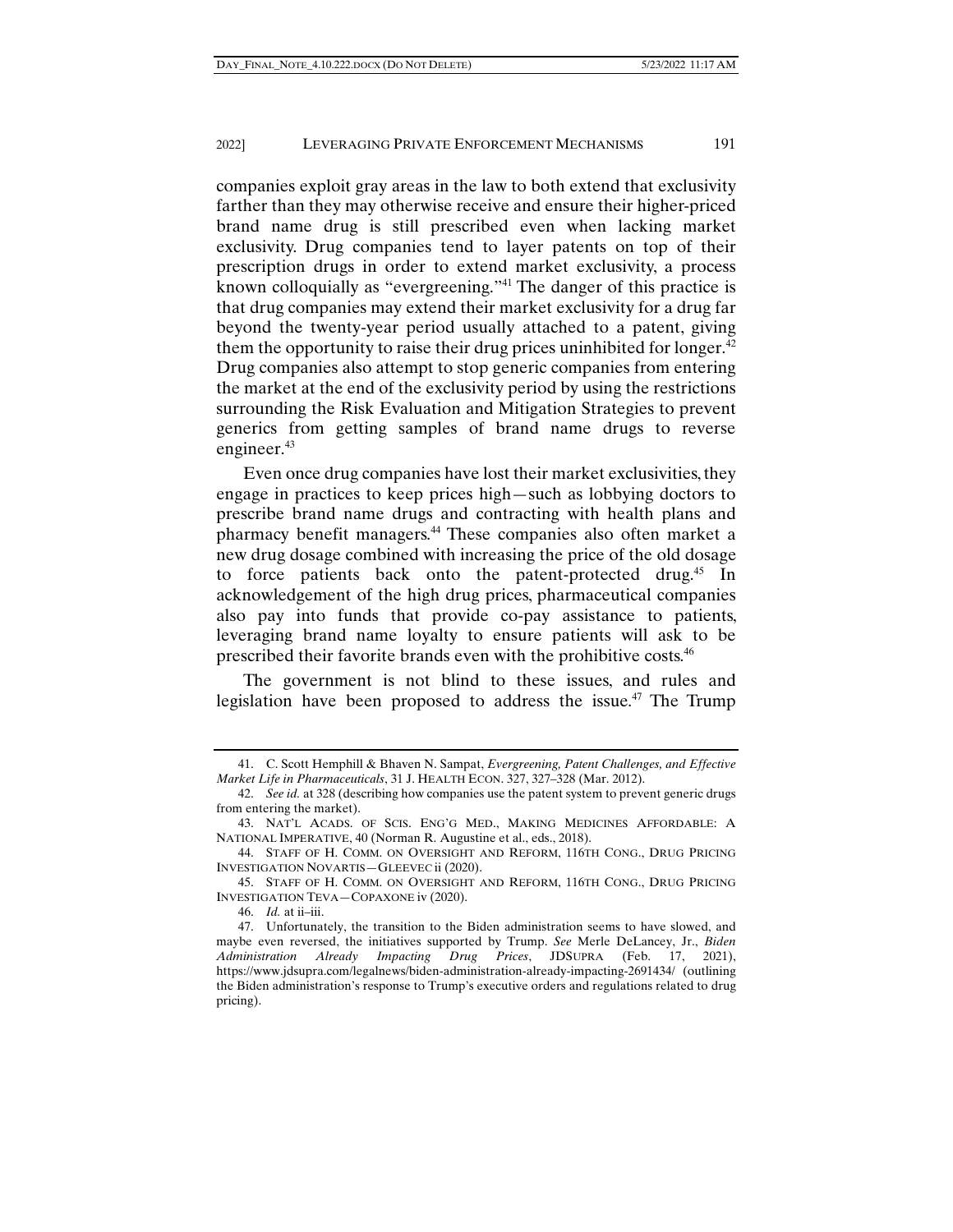companies exploit gray areas in the law to both extend that exclusivity farther than they may otherwise receive and ensure their higher-priced brand name drug is still prescribed even when lacking market exclusivity. Drug companies tend to layer patents on top of their prescription drugs in order to extend market exclusivity, a process known colloquially as "evergreening."[41] The danger of this practice is that drug companies may extend their market exclusivity for a drug far beyond the twenty-year period usually attached to a patent, giving them the opportunity to raise their drug prices uninhibited for longer.[42] Drug companies also attempt to stop generic companies from entering the market at the end of the exclusivity period by using the restrictions surrounding the Risk Evaluation and Mitigation Strategies to prevent generics from getting samples of brand name drugs to reverse engineer.[43]

Even once drug companies have lost their market exclusivities, they engage in practices to keep prices high—such as lobbying doctors to prescribe brand name drugs and contracting with health plans and pharmacy benefit managers.[44] These companies also often market a new drug dosage combined with increasing the price of the old dosage to force patients back onto the patent-protected drug.[45] In acknowledgement of the high drug prices, pharmaceutical companies also pay into funds that provide co-pay assistance to patients, leveraging brand name loyalty to ensure patients will ask to be prescribed their favorite brands even with the prohibitive costs.[46]

The government is not blind to these issues, and rules and legislation have been proposed to address the issue.[47] The Trump

---

41. C. Scott Hemphill & Bhaven N. Sampat, *Evergreening, Patent Challenges, and Effective Market Life in Pharmaceuticals*, 31 J. HEALTH ECON. 327, 327–328 (Mar. 2012).

42. *See id.* at 328 (describing how companies use the patent system to prevent generic drugs from entering the market).

43. NAT'L ACADS. OF SCIS. ENG'G MED., MAKING MEDICINES AFFORDABLE: A NATIONAL IMPERATIVE, 40 (Norman R. Augustine et al., eds., 2018).

44. STAFF OF H. COMM. ON OVERSIGHT AND REFORM, 116TH CONG., DRUG PRICING INVESTIGATION NOVARTIS—GLEEVEC ii (2020).

45. STAFF OF H. COMM. ON OVERSIGHT AND REFORM, 116TH CONG., DRUG PRICING INVESTIGATION TEVA—COPAXONE iv (2020).

46. *Id.* at ii–iii.

47. Unfortunately, the transition to the Biden administration seems to have slowed, and maybe even reversed, the initiatives supported by Trump. *See* Merle DeLancey, Jr., *Biden Administration Already Impacting Drug Prices*, JDSUPRA (Feb. 17, 2021), https://www.jdsupra.com/legalnews/biden-administration-already-impacting-2691434/ (outlining the Biden administration's response to Trump's executive orders and regulations related to drug pricing).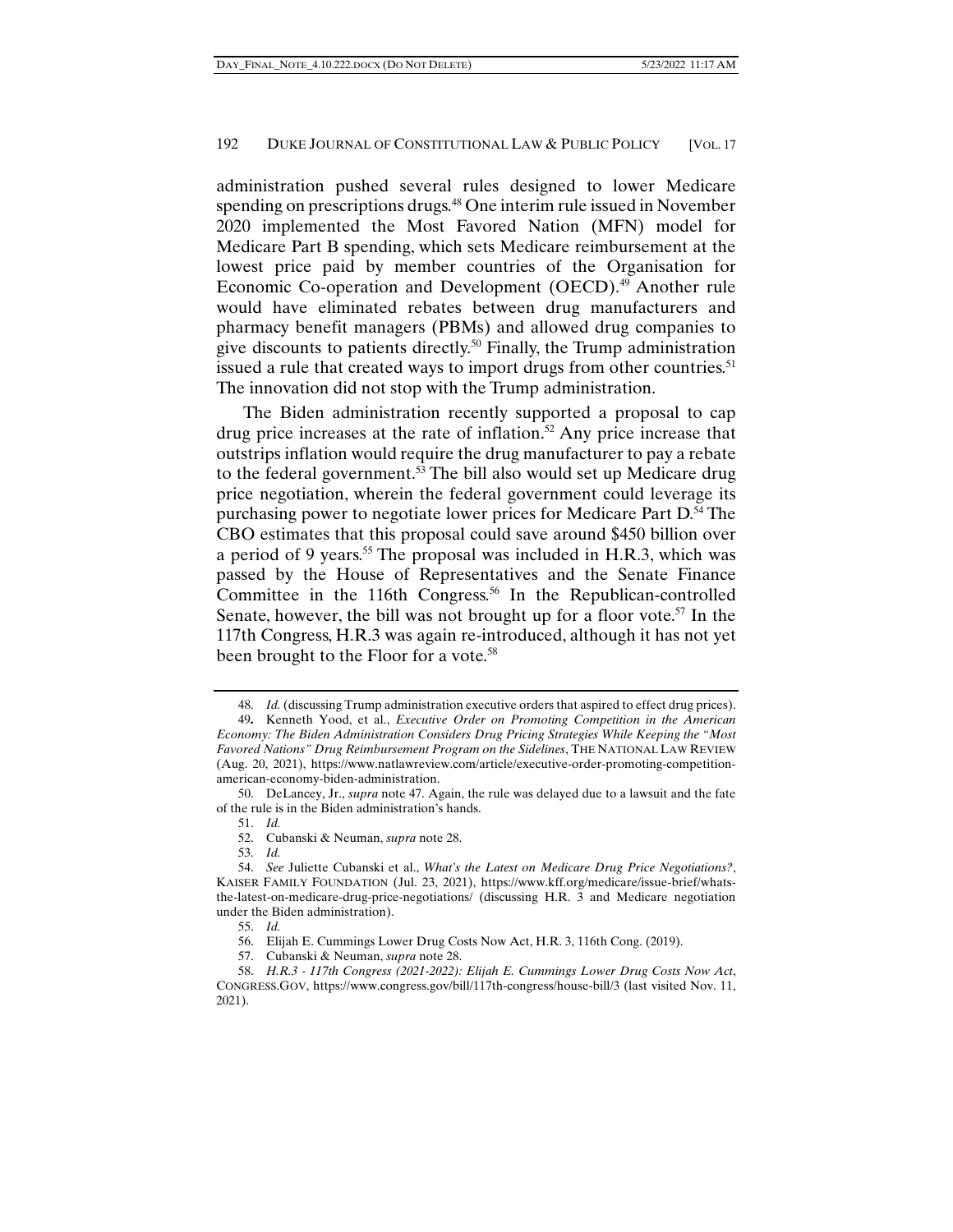administration pushed several rules designed to lower Medicare spending on prescriptions drugs.[48] One interim rule issued in November 2020 implemented the Most Favored Nation (MFN) model for Medicare Part B spending, which sets Medicare reimbursement at the lowest price paid by member countries of the Organisation for Economic Co-operation and Development (OECD).[49] Another rule would have eliminated rebates between drug manufacturers and pharmacy benefit managers (PBMs) and allowed drug companies to give discounts to patients directly.[50] Finally, the Trump administration issued a rule that created ways to import drugs from other countries.[51] The innovation did not stop with the Trump administration.

The Biden administration recently supported a proposal to cap drug price increases at the rate of inflation.[52] Any price increase that outstrips inflation would require the drug manufacturer to pay a rebate to the federal government.[53] The bill also would set up Medicare drug price negotiation, wherein the federal government could leverage its purchasing power to negotiate lower prices for Medicare Part D.[54] The CBO estimates that this proposal could save around $450 billion over a period of 9 years.[55] The proposal was included in H.R.3, which was passed by the House of Representatives and the Senate Finance Committee in the 116th Congress.[56] In the Republican-controlled Senate, however, the bill was not brought up for a floor vote.[57] In the 117th Congress, H.R.3 was again re-introduced, although it has not yet been brought to the Floor for a vote.[58]

---

48. *Id.* (discussing Trump administration executive orders that aspired to effect drug prices).

49. Kenneth Yood, et al., *Executive Order on Promoting Competition in the American Economy: The Biden Administration Considers Drug Pricing Strategies While Keeping the "Most Favored Nations" Drug Reimbursement Program on the Sidelines*, THE NATIONAL LAW REVIEW (Aug. 20, 2021), https://www.natlawreview.com/article/executive-order-promoting-competition-american-economy-biden-administration.

50. DeLancey, Jr., *supra* note 47. Again, the rule was delayed due to a lawsuit and the fate of the rule is in the Biden administration's hands.

51. *Id.*

52. Cubanski & Neuman, *supra* note 28.

53. *Id.*

54. *See* Juliette Cubanski et al., *What's the Latest on Medicare Drug Price Negotiations?*, KAISER FAMILY FOUNDATION (Jul. 23, 2021), https://www.kff.org/medicare/issue-brief/whats-the-latest-on-medicare-drug-price-negotiations/ (discussing H.R. 3 and Medicare negotiation under the Biden administration).

55. *Id.*

56. Elijah E. Cummings Lower Drug Costs Now Act, H.R. 3, 116th Cong. (2019).

57. Cubanski & Neuman, *supra* note 28.

58. *H.R.3 - 117th Congress (2021-2022): Elijah E. Cummings Lower Drug Costs Now Act*, CONGRESS.GOV, https://www.congress.gov/bill/117th-congress/house-bill/3 (last visited Nov. 11, 2021).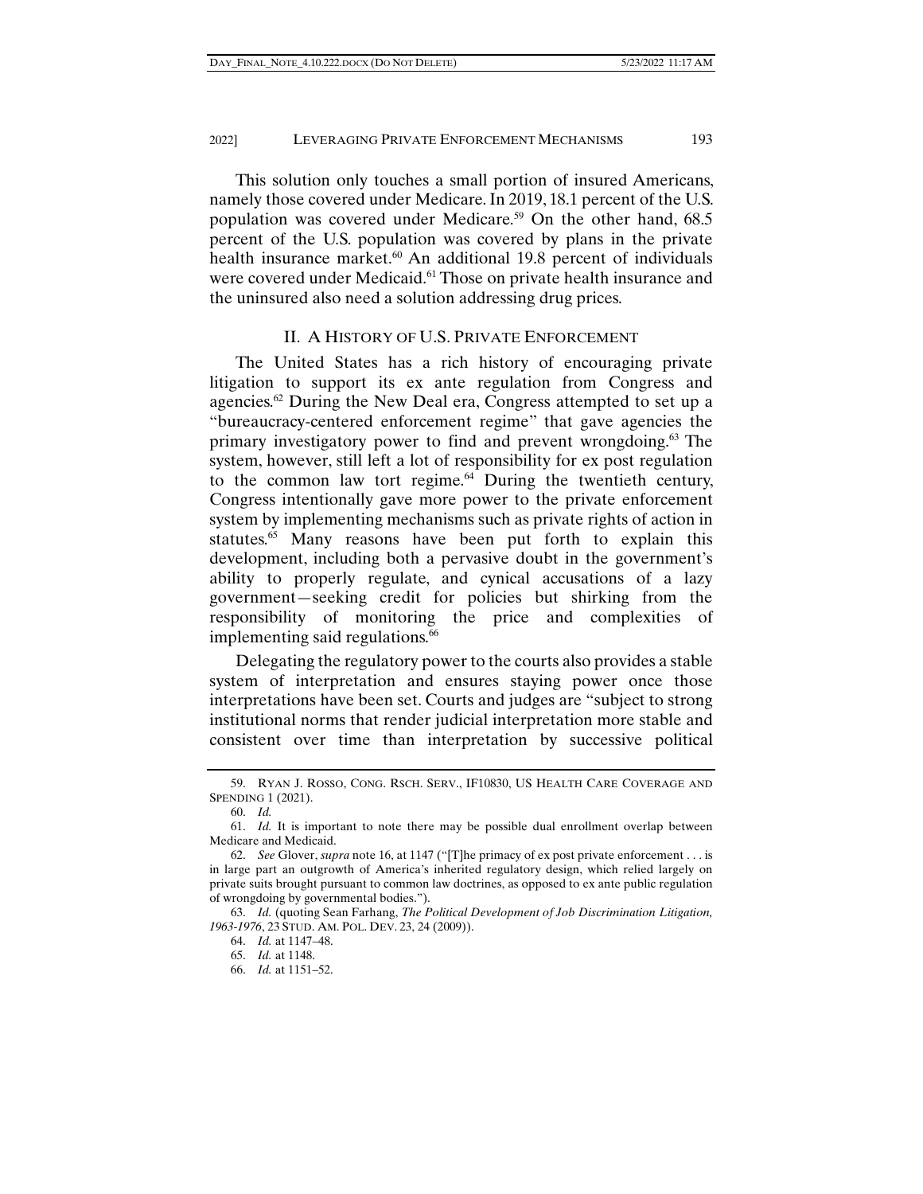This solution only touches a small portion of insured Americans, namely those covered under Medicare. In 2019, 18.1 percent of the U.S. population was covered under Medicare.[59] On the other hand, 68.5 percent of the U.S. population was covered by plans in the private health insurance market.[60] An additional 19.8 percent of individuals were covered under Medicaid.[61] Those on private health insurance and the uninsured also need a solution addressing drug prices.

## II. A History of U.S. Private Enforcement

The United States has a rich history of encouraging private litigation to support its ex ante regulation from Congress and agencies.[62] During the New Deal era, Congress attempted to set up a "bureaucracy-centered enforcement regime" that gave agencies the primary investigatory power to find and prevent wrongdoing.[63] The system, however, still left a lot of responsibility for ex post regulation to the common law tort regime.[64] During the twentieth century, Congress intentionally gave more power to the private enforcement system by implementing mechanisms such as private rights of action in statutes.[65] Many reasons have been put forth to explain this development, including both a pervasive doubt in the government's ability to properly regulate, and cynical accusations of a lazy government—seeking credit for policies but shirking from the responsibility of monitoring the price and complexities of implementing said regulations.[66]

Delegating the regulatory power to the courts also provides a stable system of interpretation and ensures staying power once those interpretations have been set. Courts and judges are "subject to strong institutional norms that render judicial interpretation more stable and consistent over time than interpretation by successive political

---

59. Ryan J. Rosso, Cong. Rsch. Serv., IF10830, US Health Care Coverage and Spending 1 (2021).

60. *Id.*

61. *Id.* It is important to note there may be possible dual enrollment overlap between Medicare and Medicaid.

62. *See* Glover, *supra* note 16, at 1147 ("[T]he primacy of ex post private enforcement . . . is in large part an outgrowth of America's inherited regulatory design, which relied largely on private suits brought pursuant to common law doctrines, as opposed to ex ante public regulation of wrongdoing by governmental bodies.").

63. *Id.* (quoting Sean Farhang, *The Political Development of Job Discrimination Litigation, 1963-1976*, 23 Stud. Am. Pol. Dev. 23, 24 (2009)).

64. *Id.* at 1147–48.

65. *Id.* at 1148.

66. *Id.* at 1151–52.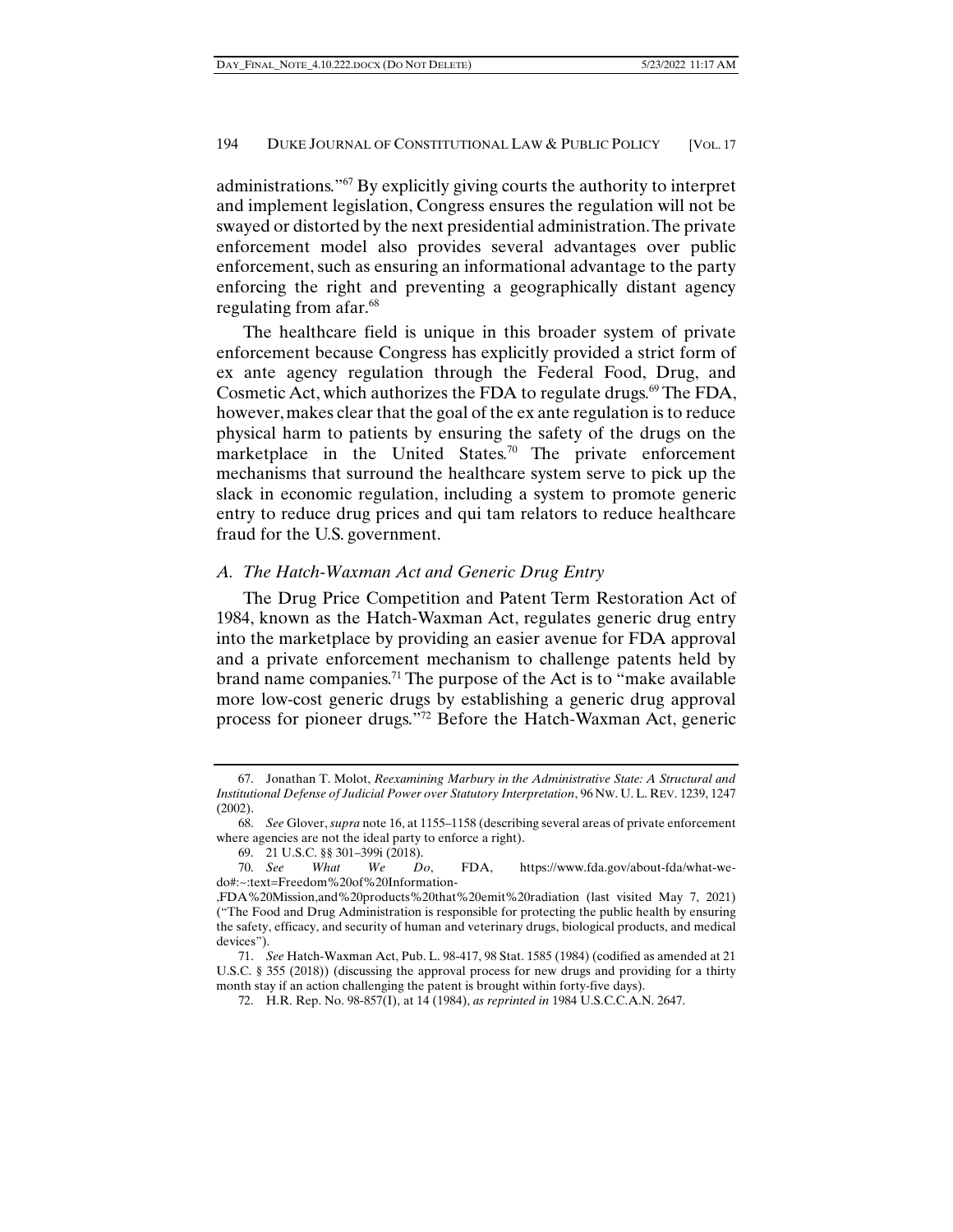administrations."[67] By explicitly giving courts the authority to interpret and implement legislation, Congress ensures the regulation will not be swayed or distorted by the next presidential administration. The private enforcement model also provides several advantages over public enforcement, such as ensuring an informational advantage to the party enforcing the right and preventing a geographically distant agency regulating from afar.[68]

The healthcare field is unique in this broader system of private enforcement because Congress has explicitly provided a strict form of ex ante agency regulation through the Federal Food, Drug, and Cosmetic Act, which authorizes the FDA to regulate drugs.[69] The FDA, however, makes clear that the goal of the ex ante regulation is to reduce physical harm to patients by ensuring the safety of the drugs on the marketplace in the United States.[70] The private enforcement mechanisms that surround the healthcare system serve to pick up the slack in economic regulation, including a system to promote generic entry to reduce drug prices and qui tam relators to reduce healthcare fraud for the U.S. government.

### *A. The Hatch-Waxman Act and Generic Drug Entry*

The Drug Price Competition and Patent Term Restoration Act of 1984, known as the Hatch-Waxman Act, regulates generic drug entry into the marketplace by providing an easier avenue for FDA approval and a private enforcement mechanism to challenge patents held by brand name companies.[71] The purpose of the Act is to "make available more low-cost generic drugs by establishing a generic drug approval process for pioneer drugs."[72] Before the Hatch-Waxman Act, generic

---

67. Jonathan T. Molot, *Reexamining Marbury in the Administrative State: A Structural and Institutional Defense of Judicial Power over Statutory Interpretation*, 96 NW. U. L. REV. 1239, 1247 (2002).

68. *See* Glover, *supra* note 16, at 1155–1158 (describing several areas of private enforcement where agencies are not the ideal party to enforce a right).

69. 21 U.S.C. §§ 301–399i (2018).

70. *See What We Do*, FDA, https://www.fda.gov/about-fda/what-we-do#:~:text=Freedom%20of%20Information-,FDA%20Mission,and%20products%20that%20emit%20radiation (last visited May 7, 2021) ("The Food and Drug Administration is responsible for protecting the public health by ensuring the safety, efficacy, and security of human and veterinary drugs, biological products, and medical devices").

71. *See* Hatch-Waxman Act, Pub. L. 98-417, 98 Stat. 1585 (1984) (codified as amended at 21 U.S.C. § 355 (2018)) (discussing the approval process for new drugs and providing for a thirty month stay if an action challenging the patent is brought within forty-five days).

72. H.R. Rep. No. 98-857(I), at 14 (1984), *as reprinted in* 1984 U.S.C.C.A.N. 2647.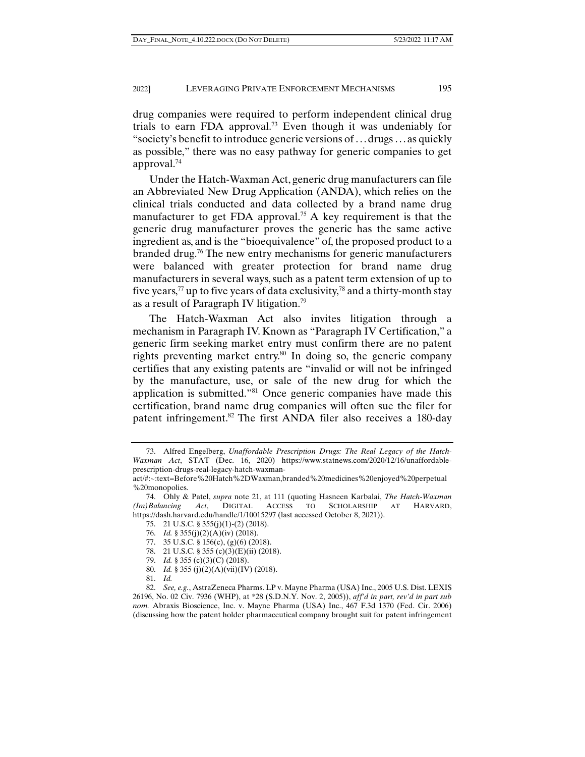drug companies were required to perform independent clinical drug trials to earn FDA approval.[73] Even though it was undeniably for "society's benefit to introduce generic versions of . . . drugs . . . as quickly as possible," there was no easy pathway for generic companies to get approval.[74]

Under the Hatch-Waxman Act, generic drug manufacturers can file an Abbreviated New Drug Application (ANDA), which relies on the clinical trials conducted and data collected by a brand name drug manufacturer to get FDA approval.[75] A key requirement is that the generic drug manufacturer proves the generic has the same active ingredient as, and is the "bioequivalence" of, the proposed product to a branded drug.[76] The new entry mechanisms for generic manufacturers were balanced with greater protection for brand name drug manufacturers in several ways, such as a patent term extension of up to five years,[77] up to five years of data exclusivity,[78] and a thirty-month stay as a result of Paragraph IV litigation.[79]

The Hatch-Waxman Act also invites litigation through a mechanism in Paragraph IV. Known as "Paragraph IV Certification," a generic firm seeking market entry must confirm there are no patent rights preventing market entry.[80] In doing so, the generic company certifies that any existing patents are "invalid or will not be infringed by the manufacture, use, or sale of the new drug for which the application is submitted."[81] Once generic companies have made this certification, brand name drug companies will often sue the filer for patent infringement.[82] The first ANDA filer also receives a 180-day

---

73. Alfred Engelberg, *Unaffordable Prescription Drugs: The Real Legacy of the Hatch-Waxman Act*, STAT (Dec. 16, 2020) https://www.statnews.com/2020/12/16/unaffordable-prescription-drugs-real-legacy-hatch-waxman-act/#:~:text=Before%20Hatch%2DWaxman,branded%20medicines%20enjoyed%20perpetual%20monopolies.

74. Ohly & Patel, *supra* note 21, at 111 (quoting Hasneen Karbalai, *The Hatch-Waxman (Im)Balancing Act*, DIGITAL ACCESS TO SCHOLARSHIP AT HARVARD, https://dash.harvard.edu/handle/1/10015297 (last accessed October 8, 2021)).

75. 21 U.S.C. § 355(j)(1)-(2) (2018).

76. *Id.* § 355(j)(2)(A)(iv) (2018).

77. 35 U.S.C. § 156(c), (g)(6) (2018).

78. 21 U.S.C. § 355 (c)(3)(E)(ii) (2018).

79. *Id.* § 355 (c)(3)(C) (2018).

80. *Id.* § 355 (j)(2)(A)(vii)(IV) (2018).

81. *Id.*

82. *See, e.g.*, AstraZeneca Pharms. LP v. Mayne Pharma (USA) Inc., 2005 U.S. Dist. LEXIS 26196, No. 02 Civ. 7936 (WHP), at *28 (S.D.N.Y. Nov. 2, 2005)), *aff'd in part, rev'd in part sub nom.* Abraxis Bioscience, Inc. v. Mayne Pharma (USA) Inc., 467 F.3d 1370 (Fed. Cir. 2006) (discussing how the patent holder pharmaceutical company brought suit for patent infringement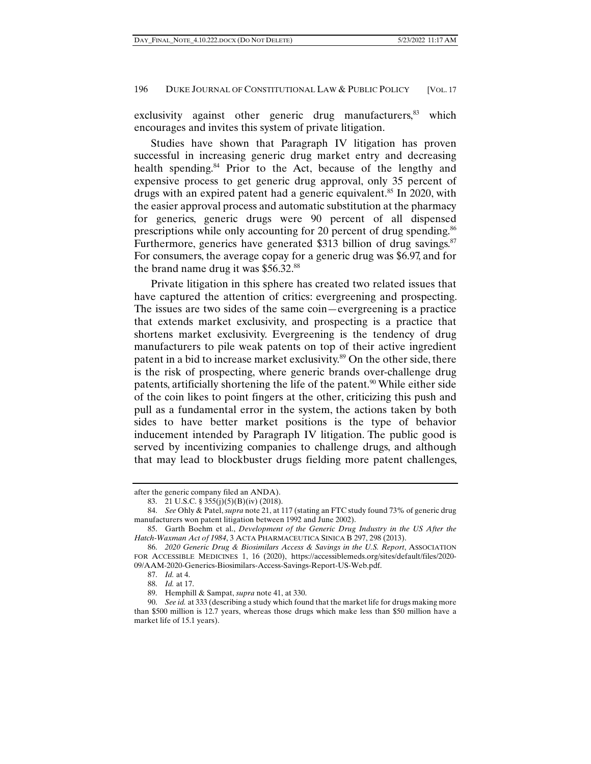exclusivity against other generic drug manufacturers,[83] which encourages and invites this system of private litigation.

Studies have shown that Paragraph IV litigation has proven successful in increasing generic drug market entry and decreasing health spending.[84] Prior to the Act, because of the lengthy and expensive process to get generic drug approval, only 35 percent of drugs with an expired patent had a generic equivalent.[85] In 2020, with the easier approval process and automatic substitution at the pharmacy for generics, generic drugs were 90 percent of all dispensed prescriptions while only accounting for 20 percent of drug spending.[86] Furthermore, generics have generated $313 billion of drug savings.[87] For consumers, the average copay for a generic drug was $6.97, and for the brand name drug it was $56.32.[88]

Private litigation in this sphere has created two related issues that have captured the attention of critics: evergreening and prospecting. The issues are two sides of the same coin—evergreening is a practice that extends market exclusivity, and prospecting is a practice that shortens market exclusivity. Evergreening is the tendency of drug manufacturers to pile weak patents on top of their active ingredient patent in a bid to increase market exclusivity.[89] On the other side, there is the risk of prospecting, where generic brands over-challenge drug patents, artificially shortening the life of the patent.[90] While either side of the coin likes to point fingers at the other, criticizing this push and pull as a fundamental error in the system, the actions taken by both sides to have better market positions is the type of behavior inducement intended by Paragraph IV litigation. The public good is served by incentivizing companies to challenge drugs, and although that may lead to blockbuster drugs fielding more patent challenges,

---

after the generic company filed an ANDA).

83. 21 U.S.C. § 355(j)(5)(B)(iv) (2018).

84. *See* Ohly & Patel, *supra* note 21, at 117 (stating an FTC study found 73% of generic drug manufacturers won patent litigation between 1992 and June 2002).

85. Garth Boehm et al., *Development of the Generic Drug Industry in the US After the Hatch-Waxman Act of 1984*, 3 ACTA PHARMACEUTICA SINICA B 297, 298 (2013).

86. *2020 Generic Drug & Biosimilars Access & Savings in the U.S. Report*, ASSOCIATION FOR ACCESSIBLE MEDICINES 1, 16 (2020), https://accessiblemeds.org/sites/default/files/2020-09/AAM-2020-Generics-Biosimilars-Access-Savings-Report-US-Web.pdf.

87. *Id.* at 4.

88. *Id.* at 17.

89. Hemphill & Sampat, *supra* note 41, at 330.

90. *See id.* at 333 (describing a study which found that the market life for drugs making more than $500 million is 12.7 years, whereas those drugs which make less than $50 million have a market life of 15.1 years).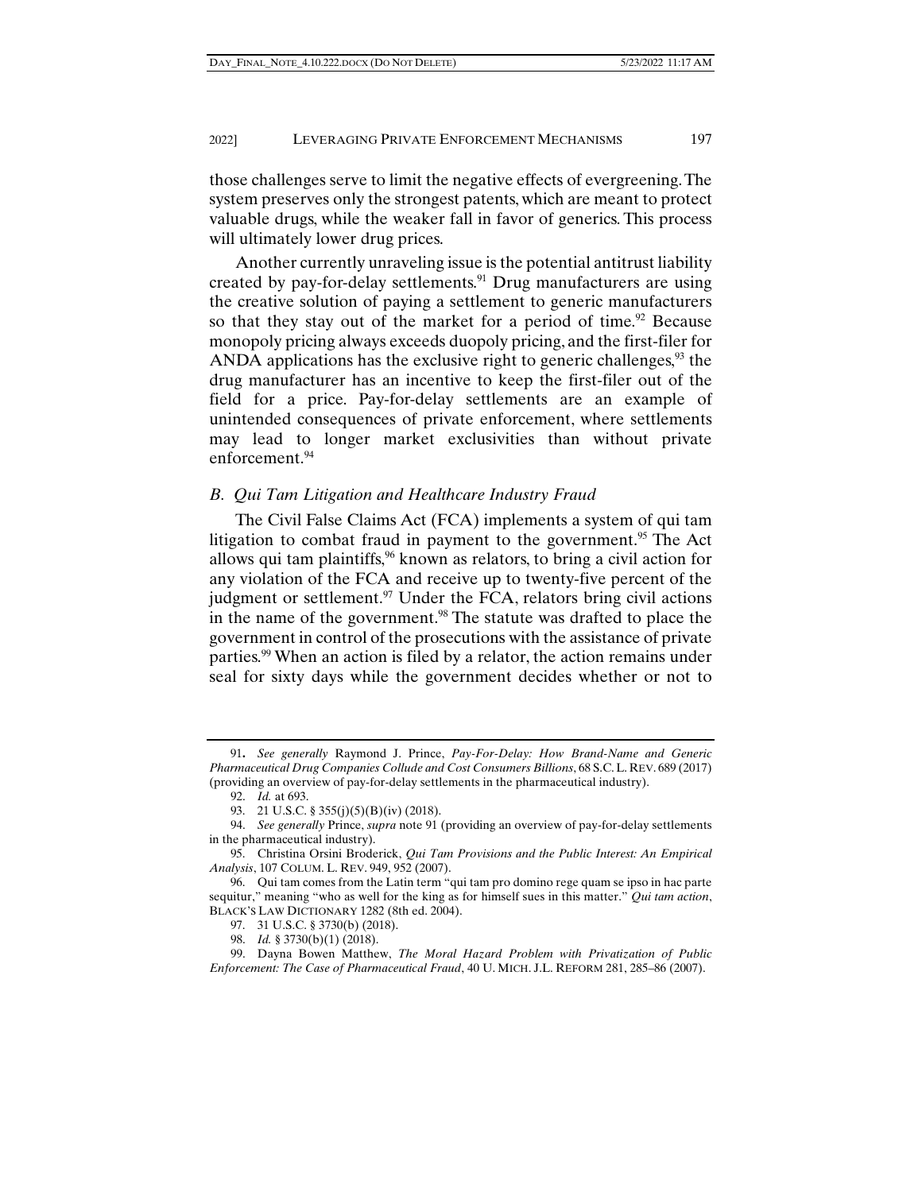those challenges serve to limit the negative effects of evergreening. The system preserves only the strongest patents, which are meant to protect valuable drugs, while the weaker fall in favor of generics. This process will ultimately lower drug prices.

Another currently unraveling issue is the potential antitrust liability created by pay-for-delay settlements.[91] Drug manufacturers are using the creative solution of paying a settlement to generic manufacturers so that they stay out of the market for a period of time.[92] Because monopoly pricing always exceeds duopoly pricing, and the first-filer for ANDA applications has the exclusive right to generic challenges,[93] the drug manufacturer has an incentive to keep the first-filer out of the field for a price. Pay-for-delay settlements are an example of unintended consequences of private enforcement, where settlements may lead to longer market exclusivities than without private enforcement.[94]

### *B. Qui Tam Litigation and Healthcare Industry Fraud*

The Civil False Claims Act (FCA) implements a system of qui tam litigation to combat fraud in payment to the government.[95] The Act allows qui tam plaintiffs,[96] known as relators, to bring a civil action for any violation of the FCA and receive up to twenty-five percent of the judgment or settlement.[97] Under the FCA, relators bring civil actions in the name of the government.[98] The statute was drafted to place the government in control of the prosecutions with the assistance of private parties.[99] When an action is filed by a relator, the action remains under seal for sixty days while the government decides whether or not to

---

91. *See generally* Raymond J. Prince, *Pay-For-Delay: How Brand-Name and Generic Pharmaceutical Drug Companies Collude and Cost Consumers Billions*, 68 S.C. L. REV. 689 (2017) (providing an overview of pay-for-delay settlements in the pharmaceutical industry).

92. *Id.* at 693.

93. 21 U.S.C. § 355(j)(5)(B)(iv) (2018).

94. *See generally* Prince, *supra* note 91 (providing an overview of pay-for-delay settlements in the pharmaceutical industry).

95. Christina Orsini Broderick, *Qui Tam Provisions and the Public Interest: An Empirical Analysis*, 107 COLUM. L. REV. 949, 952 (2007).

96. Qui tam comes from the Latin term "qui tam pro domino rege quam se ipso in hac parte sequitur," meaning "who as well for the king as for himself sues in this matter." *Qui tam action*, BLACK'S LAW DICTIONARY 1282 (8th ed. 2004).

97. 31 U.S.C. § 3730(b) (2018).

98. *Id.* § 3730(b)(1) (2018).

99. Dayna Bowen Matthew, *The Moral Hazard Problem with Privatization of Public Enforcement: The Case of Pharmaceutical Fraud*, 40 U. MICH. J.L. REFORM 281, 285–86 (2007).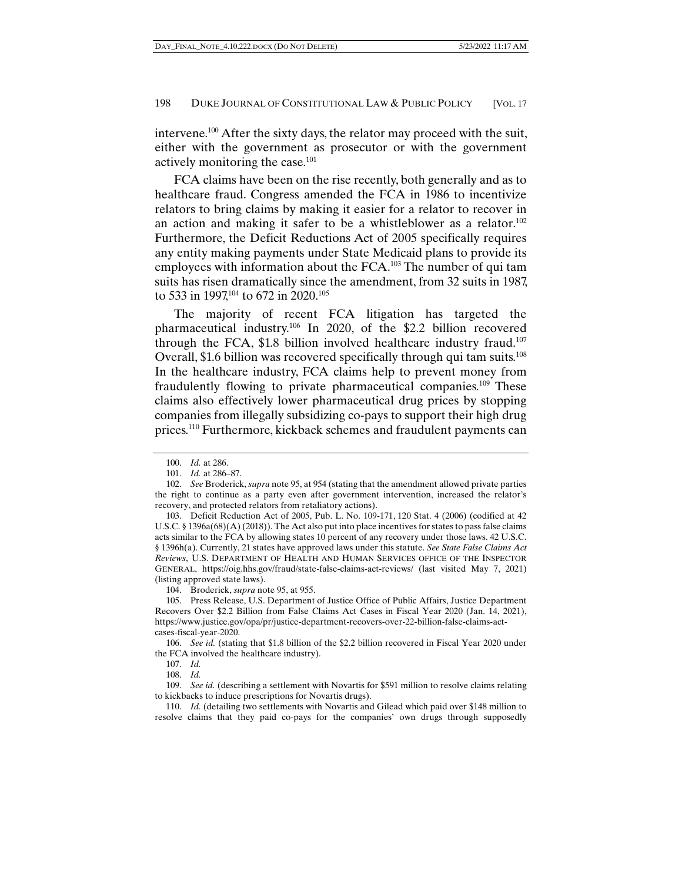intervene.[100] After the sixty days, the relator may proceed with the suit, either with the government as prosecutor or with the government actively monitoring the case.[101]

FCA claims have been on the rise recently, both generally and as to healthcare fraud. Congress amended the FCA in 1986 to incentivize relators to bring claims by making it easier for a relator to recover in an action and making it safer to be a whistleblower as a relator.[102] Furthermore, the Deficit Reductions Act of 2005 specifically requires any entity making payments under State Medicaid plans to provide its employees with information about the FCA.[103] The number of qui tam suits has risen dramatically since the amendment, from 32 suits in 1987, to 533 in 1997,[104] to 672 in 2020.[105]

The majority of recent FCA litigation has targeted the pharmaceutical industry.[106] In 2020, of the $2.2 billion recovered through the FCA, $1.8 billion involved healthcare industry fraud.[107] Overall, $1.6 billion was recovered specifically through qui tam suits.[108] In the healthcare industry, FCA claims help to prevent money from fraudulently flowing to private pharmaceutical companies.[109] These claims also effectively lower pharmaceutical drug prices by stopping companies from illegally subsidizing co-pays to support their high drug prices.[110] Furthermore, kickback schemes and fraudulent payments can

---

100. *Id.* at 286.

101. *Id.* at 286–87.

102. *See* Broderick, *supra* note 95, at 954 (stating that the amendment allowed private parties the right to continue as a party even after government intervention, increased the relator's recovery, and protected relators from retaliatory actions).

103. Deficit Reduction Act of 2005, Pub. L. No. 109-171, 120 Stat. 4 (2006) (codified at 42 U.S.C. § 1396a(68)(A) (2018)). The Act also put into place incentives for states to pass false claims acts similar to the FCA by allowing states 10 percent of any recovery under those laws. 42 U.S.C. § 1396h(a). Currently, 21 states have approved laws under this statute. *See State False Claims Act Reviews*, U.S. DEPARTMENT OF HEALTH AND HUMAN SERVICES OFFICE OF THE INSPECTOR GENERAL, https://oig.hhs.gov/fraud/state-false-claims-act-reviews/ (last visited May 7, 2021) (listing approved state laws).

104. Broderick, *supra* note 95, at 955.

105. Press Release, U.S. Department of Justice Office of Public Affairs, Justice Department Recovers Over $2.2 Billion from False Claims Act Cases in Fiscal Year 2020 (Jan. 14, 2021), https://www.justice.gov/opa/pr/justice-department-recovers-over-22-billion-false-claims-act-cases-fiscal-year-2020.

106. *See id.* (stating that $1.8 billion of the $2.2 billion recovered in Fiscal Year 2020 under the FCA involved the healthcare industry).

107. *Id.*

108. *Id.*

109. *See id.* (describing a settlement with Novartis for $591 million to resolve claims relating to kickbacks to induce prescriptions for Novartis drugs).

110. *Id.* (detailing two settlements with Novartis and Gilead which paid over $148 million to resolve claims that they paid co-pays for the companies' own drugs through supposedly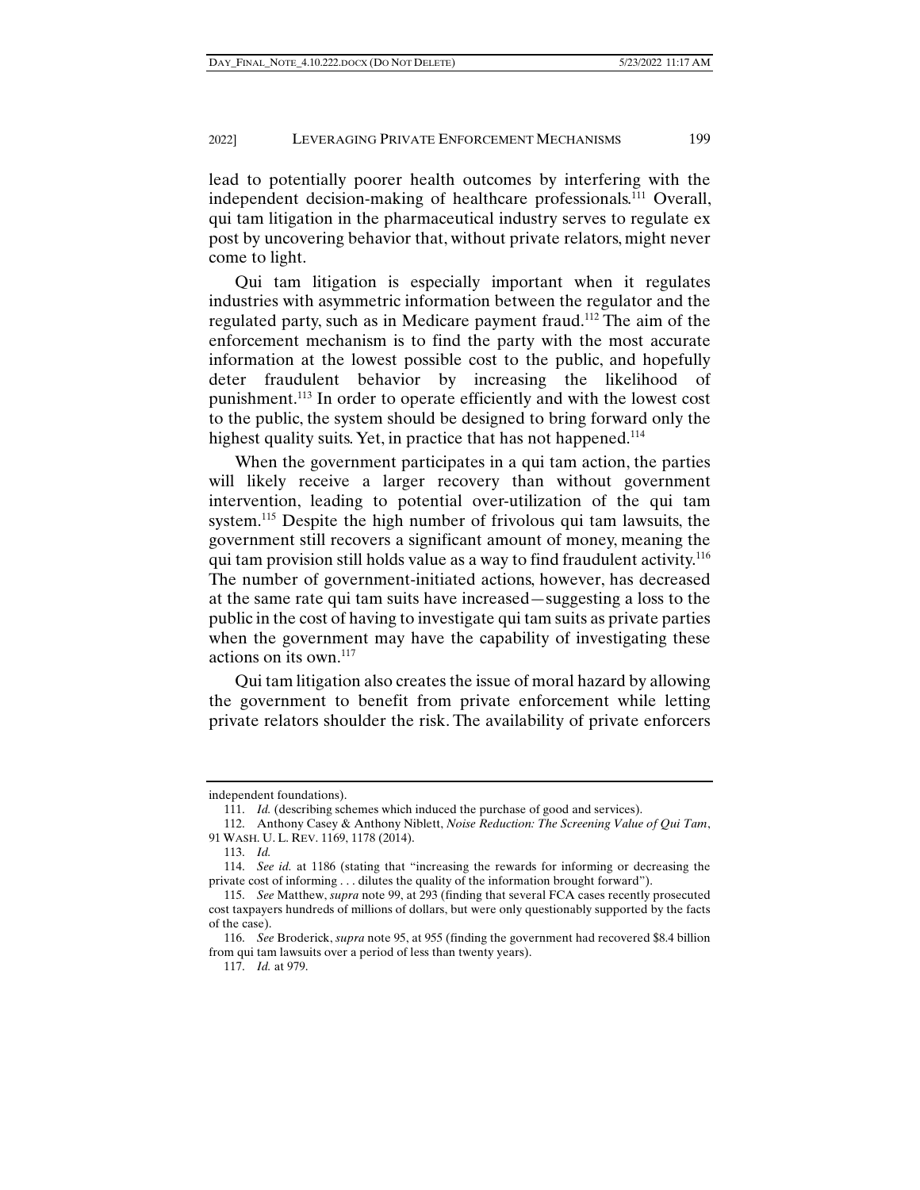lead to potentially poorer health outcomes by interfering with the independent decision-making of healthcare professionals.[111] Overall, qui tam litigation in the pharmaceutical industry serves to regulate ex post by uncovering behavior that, without private relators, might never come to light.

Qui tam litigation is especially important when it regulates industries with asymmetric information between the regulator and the regulated party, such as in Medicare payment fraud.[112] The aim of the enforcement mechanism is to find the party with the most accurate information at the lowest possible cost to the public, and hopefully deter fraudulent behavior by increasing the likelihood of punishment.[113] In order to operate efficiently and with the lowest cost to the public, the system should be designed to bring forward only the highest quality suits. Yet, in practice that has not happened.[114]

When the government participates in a qui tam action, the parties will likely receive a larger recovery than without government intervention, leading to potential over-utilization of the qui tam system.[115] Despite the high number of frivolous qui tam lawsuits, the government still recovers a significant amount of money, meaning the qui tam provision still holds value as a way to find fraudulent activity.[116] The number of government-initiated actions, however, has decreased at the same rate qui tam suits have increased—suggesting a loss to the public in the cost of having to investigate qui tam suits as private parties when the government may have the capability of investigating these actions on its own.[117]

Qui tam litigation also creates the issue of moral hazard by allowing the government to benefit from private enforcement while letting private relators shoulder the risk. The availability of private enforcers

---

independent foundations).

111. *Id.* (describing schemes which induced the purchase of good and services).

112. Anthony Casey & Anthony Niblett, *Noise Reduction: The Screening Value of Qui Tam*, 91 WASH. U. L. REV. 1169, 1178 (2014).

113. *Id.*

114. *See id.* at 1186 (stating that "increasing the rewards for informing or decreasing the private cost of informing . . . dilutes the quality of the information brought forward").

115. *See* Matthew, *supra* note 99, at 293 (finding that several FCA cases recently prosecuted cost taxpayers hundreds of millions of dollars, but were only questionably supported by the facts of the case).

116. *See* Broderick, *supra* note 95, at 955 (finding the government had recovered $8.4 billion from qui tam lawsuits over a period of less than twenty years).

117. *Id.* at 979.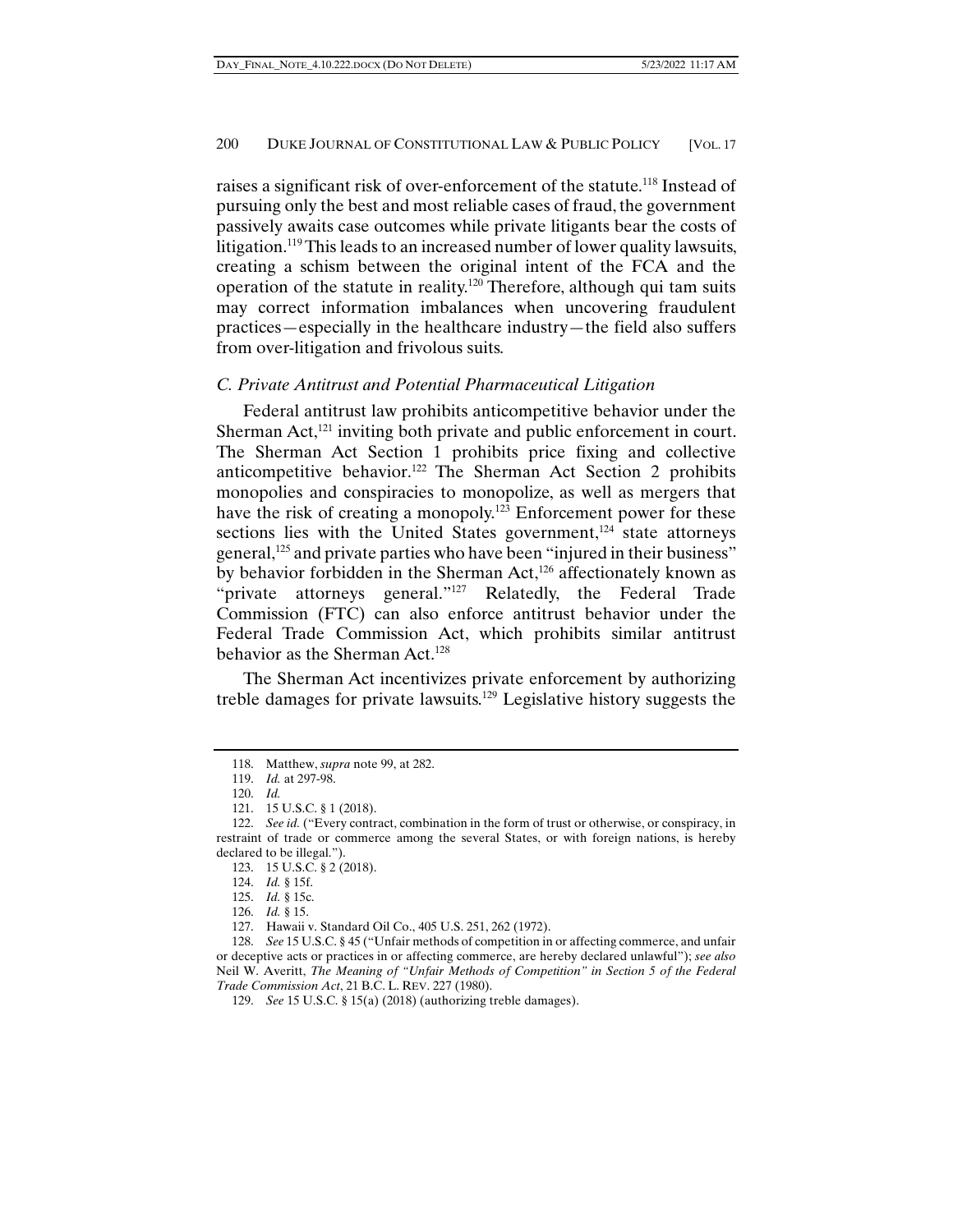raises a significant risk of over-enforcement of the statute.[118] Instead of pursuing only the best and most reliable cases of fraud, the government passively awaits case outcomes while private litigants bear the costs of litigation.[119] This leads to an increased number of lower quality lawsuits, creating a schism between the original intent of the FCA and the operation of the statute in reality.[120] Therefore, although qui tam suits may correct information imbalances when uncovering fraudulent practices—especially in the healthcare industry—the field also suffers from over-litigation and frivolous suits.

### *C. Private Antitrust and Potential Pharmaceutical Litigation*

Federal antitrust law prohibits anticompetitive behavior under the Sherman Act,[121] inviting both private and public enforcement in court. The Sherman Act Section 1 prohibits price fixing and collective anticompetitive behavior.[122] The Sherman Act Section 2 prohibits monopolies and conspiracies to monopolize, as well as mergers that have the risk of creating a monopoly.[123] Enforcement power for these sections lies with the United States government,[124] state attorneys general,[125] and private parties who have been "injured in their business" by behavior forbidden in the Sherman Act,[126] affectionately known as "private attorneys general."[127] Relatedly, the Federal Trade Commission (FTC) can also enforce antitrust behavior under the Federal Trade Commission Act, which prohibits similar antitrust behavior as the Sherman Act.[128]

The Sherman Act incentivizes private enforcement by authorizing treble damages for private lawsuits.[129] Legislative history suggests the

---

118. Matthew, *supra* note 99, at 282.

119. *Id.* at 297-98.

120. *Id.*

121. 15 U.S.C. § 1 (2018).

122. *See id.* ("Every contract, combination in the form of trust or otherwise, or conspiracy, in restraint of trade or commerce among the several States, or with foreign nations, is hereby declared to be illegal.").

123. 15 U.S.C. § 2 (2018).

124. *Id.* § 15f.

125. *Id.* § 15c.

126. *Id.* § 15.

127. Hawaii v. Standard Oil Co., 405 U.S. 251, 262 (1972).

128. *See* 15 U.S.C. § 45 ("Unfair methods of competition in or affecting commerce, and unfair or deceptive acts or practices in or affecting commerce, are hereby declared unlawful"); *see also* Neil W. Averitt, *The Meaning of "Unfair Methods of Competition" in Section 5 of the Federal Trade Commission Act*, 21 B.C. L. REV. 227 (1980).

129. *See* 15 U.S.C. § 15(a) (2018) (authorizing treble damages).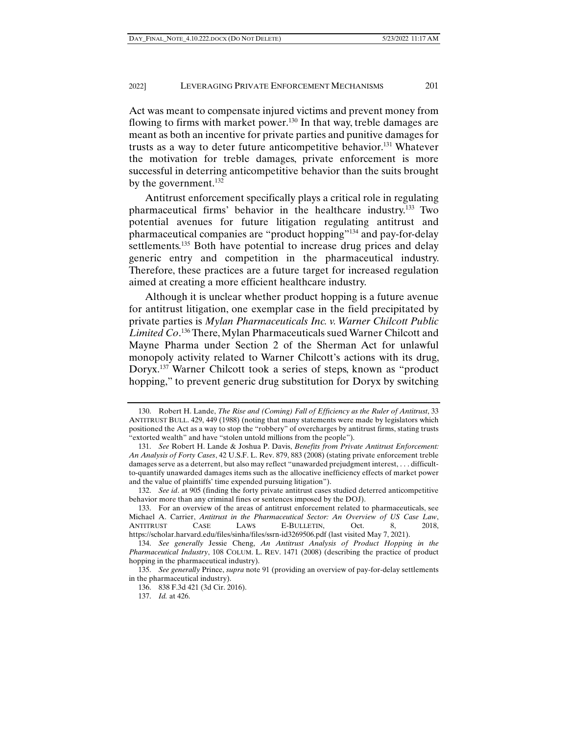Act was meant to compensate injured victims and prevent money from flowing to firms with market power.[130] In that way, treble damages are meant as both an incentive for private parties and punitive damages for trusts as a way to deter future anticompetitive behavior.[131] Whatever the motivation for treble damages, private enforcement is more successful in deterring anticompetitive behavior than the suits brought by the government.[132]

Antitrust enforcement specifically plays a critical role in regulating pharmaceutical firms' behavior in the healthcare industry.[133] Two potential avenues for future litigation regulating antitrust and pharmaceutical companies are "product hopping"[134] and pay-for-delay settlements.[135] Both have potential to increase drug prices and delay generic entry and competition in the pharmaceutical industry. Therefore, these practices are a future target for increased regulation aimed at creating a more efficient healthcare industry.

Although it is unclear whether product hopping is a future avenue for antitrust litigation, one exemplar case in the field precipitated by private parties is *Mylan Pharmaceuticals Inc. v. Warner Chilcott Public Limited Co*.[136] There, Mylan Pharmaceuticals sued Warner Chilcott and Mayne Pharma under Section 2 of the Sherman Act for unlawful monopoly activity related to Warner Chilcott's actions with its drug, Doryx.[137] Warner Chilcott took a series of steps, known as "product hopping," to prevent generic drug substitution for Doryx by switching

---

130. Robert H. Lande, *The Rise and (Coming) Fall of Efficiency as the Ruler of Antitrust*, 33 ANTITRUST BULL. 429, 449 (1988) (noting that many statements were made by legislators which positioned the Act as a way to stop the "robbery" of overcharges by antitrust firms, stating trusts "extorted wealth" and have "stolen untold millions from the people").

131. *See* Robert H. Lande & Joshua P. Davis, *Benefits from Private Antitrust Enforcement: An Analysis of Forty Cases*, 42 U.S.F. L. Rev. 879, 883 (2008) (stating private enforcement treble damages serve as a deterrent, but also may reflect "unawarded prejudgment interest, . . . difficult-to-quantify unawarded damages items such as the allocative inefficiency effects of market power and the value of plaintiffs' time expended pursuing litigation").

132. *See id*. at 905 (finding the forty private antitrust cases studied deterred anticompetitive behavior more than any criminal fines or sentences imposed by the DOJ).

133. For an overview of the areas of antitrust enforcement related to pharmaceuticals, see Michael A. Carrier, *Antitrust in the Pharmaceutical Sector: An Overview of US Case Law*, ANTITRUST CASE LAWS E-BULLETIN, Oct. 8, 2018, https://scholar.harvard.edu/files/sinha/files/ssrn-id3269506.pdf (last visited May 7, 2021).

134. *See generally* Jessie Cheng, *An Antitrust Analysis of Product Hopping in the Pharmaceutical Industry*, 108 COLUM. L. REV. 1471 (2008) (describing the practice of product hopping in the pharmaceutical industry).

135. *See generally* Prince, *supra* note 91 (providing an overview of pay-for-delay settlements in the pharmaceutical industry).

136. 838 F.3d 421 (3d Cir. 2016).

137. *Id.* at 426.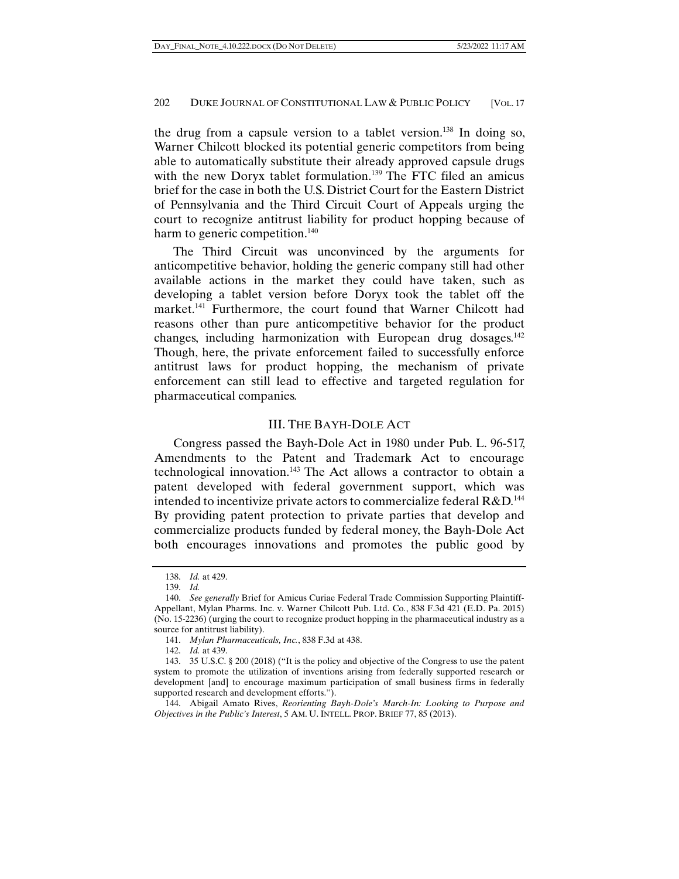the drug from a capsule version to a tablet version.[138] In doing so, Warner Chilcott blocked its potential generic competitors from being able to automatically substitute their already approved capsule drugs with the new Doryx tablet formulation.[139] The FTC filed an amicus brief for the case in both the U.S. District Court for the Eastern District of Pennsylvania and the Third Circuit Court of Appeals urging the court to recognize antitrust liability for product hopping because of harm to generic competition.[140]

The Third Circuit was unconvinced by the arguments for anticompetitive behavior, holding the generic company still had other available actions in the market they could have taken, such as developing a tablet version before Doryx took the tablet off the market.[141] Furthermore, the court found that Warner Chilcott had reasons other than pure anticompetitive behavior for the product changes, including harmonization with European drug dosages.[142] Though, here, the private enforcement failed to successfully enforce antitrust laws for product hopping, the mechanism of private enforcement can still lead to effective and targeted regulation for pharmaceutical companies.

## III. THE BAYH-DOLE ACT

Congress passed the Bayh-Dole Act in 1980 under Pub. L. 96-517, Amendments to the Patent and Trademark Act to encourage technological innovation.[143] The Act allows a contractor to obtain a patent developed with federal government support, which was intended to incentivize private actors to commercialize federal R&D.[144] By providing patent protection to private parties that develop and commercialize products funded by federal money, the Bayh-Dole Act both encourages innovations and promotes the public good by

---

138. *Id.* at 429.

139. *Id.*

140. *See generally* Brief for Amicus Curiae Federal Trade Commission Supporting Plaintiff-Appellant, Mylan Pharms. Inc. v. Warner Chilcott Pub. Ltd. Co., 838 F.3d 421 (E.D. Pa. 2015) (No. 15-2236) (urging the court to recognize product hopping in the pharmaceutical industry as a source for antitrust liability).

141. *Mylan Pharmaceuticals, Inc.*, 838 F.3d at 438.

142. *Id.* at 439.

143. 35 U.S.C. § 200 (2018) ("It is the policy and objective of the Congress to use the patent system to promote the utilization of inventions arising from federally supported research or development [and] to encourage maximum participation of small business firms in federally supported research and development efforts.").

144. Abigail Amato Rives, *Reorienting Bayh-Dole's March-In: Looking to Purpose and Objectives in the Public's Interest*, 5 AM. U. INTELL. PROP. BRIEF 77, 85 (2013).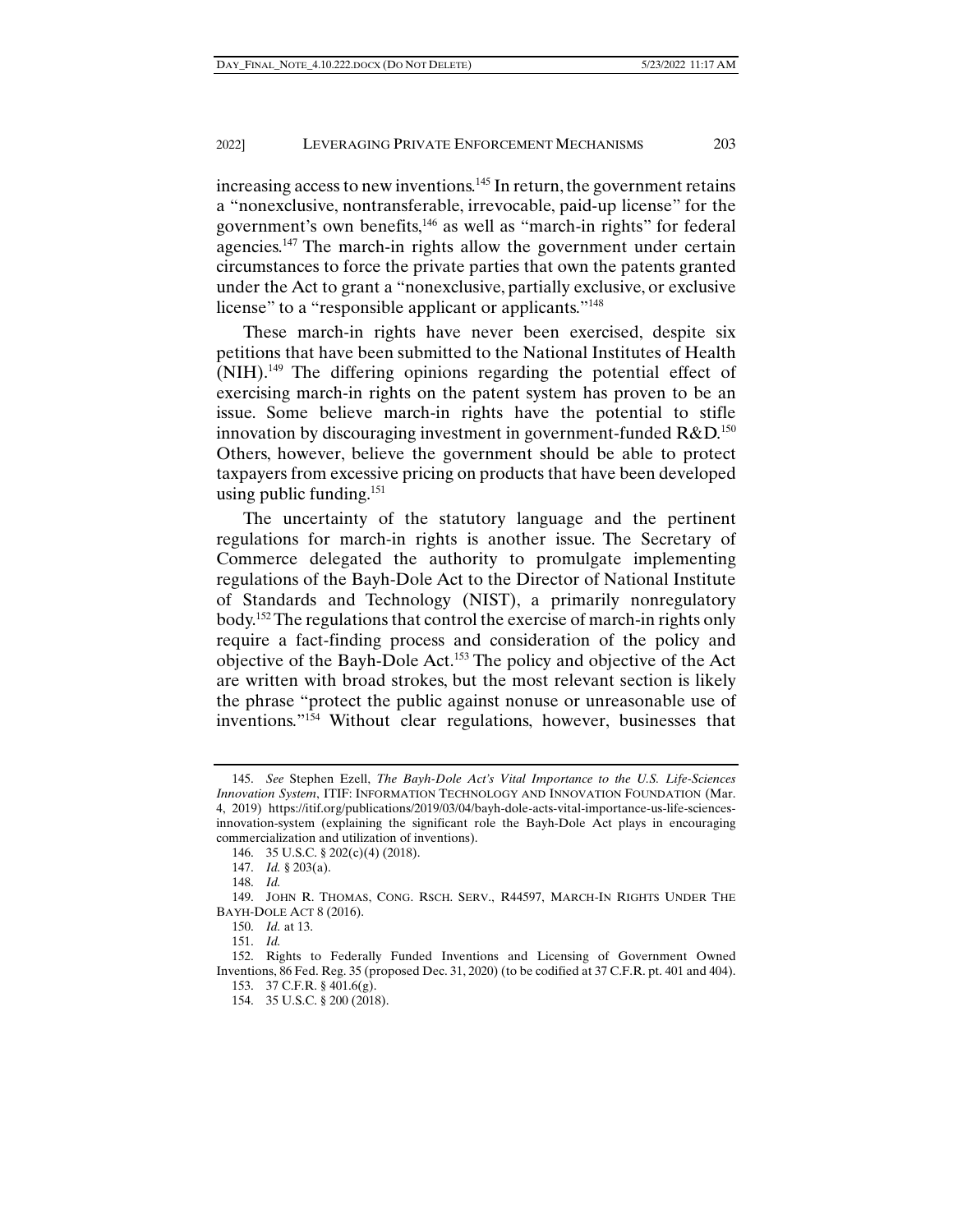increasing access to new inventions.[145] In return, the government retains a "nonexclusive, nontransferable, irrevocable, paid-up license" for the government's own benefits,[146] as well as "march-in rights" for federal agencies.[147] The march-in rights allow the government under certain circumstances to force the private parties that own the patents granted under the Act to grant a "nonexclusive, partially exclusive, or exclusive license" to a "responsible applicant or applicants."[148]

These march-in rights have never been exercised, despite six petitions that have been submitted to the National Institutes of Health (NIH).[149] The differing opinions regarding the potential effect of exercising march-in rights on the patent system has proven to be an issue. Some believe march-in rights have the potential to stifle innovation by discouraging investment in government-funded R&D.[150] Others, however, believe the government should be able to protect taxpayers from excessive pricing on products that have been developed using public funding.[151]

The uncertainty of the statutory language and the pertinent regulations for march-in rights is another issue. The Secretary of Commerce delegated the authority to promulgate implementing regulations of the Bayh-Dole Act to the Director of National Institute of Standards and Technology (NIST), a primarily nonregulatory body.[152] The regulations that control the exercise of march-in rights only require a fact-finding process and consideration of the policy and objective of the Bayh-Dole Act.[153] The policy and objective of the Act are written with broad strokes, but the most relevant section is likely the phrase "protect the public against nonuse or unreasonable use of inventions."[154] Without clear regulations, however, businesses that

---

145. *See* Stephen Ezell, *The Bayh-Dole Act's Vital Importance to the U.S. Life-Sciences Innovation System*, ITIF: INFORMATION TECHNOLOGY AND INNOVATION FOUNDATION (Mar. 4, 2019) https://itif.org/publications/2019/03/04/bayh-dole-acts-vital-importance-us-life-sciences-innovation-system (explaining the significant role the Bayh-Dole Act plays in encouraging commercialization and utilization of inventions).

146. 35 U.S.C. § 202(c)(4) (2018).

147. *Id.* § 203(a).

148. *Id.*

149. JOHN R. THOMAS, CONG. RSCH. SERV., R44597, MARCH-IN RIGHTS UNDER THE BAYH-DOLE ACT 8 (2016).

150. *Id.* at 13.

151. *Id.*

152. Rights to Federally Funded Inventions and Licensing of Government Owned Inventions, 86 Fed. Reg. 35 (proposed Dec. 31, 2020) (to be codified at 37 C.F.R. pt. 401 and 404).

153. 37 C.F.R. § 401.6(g).

154. 35 U.S.C. § 200 (2018).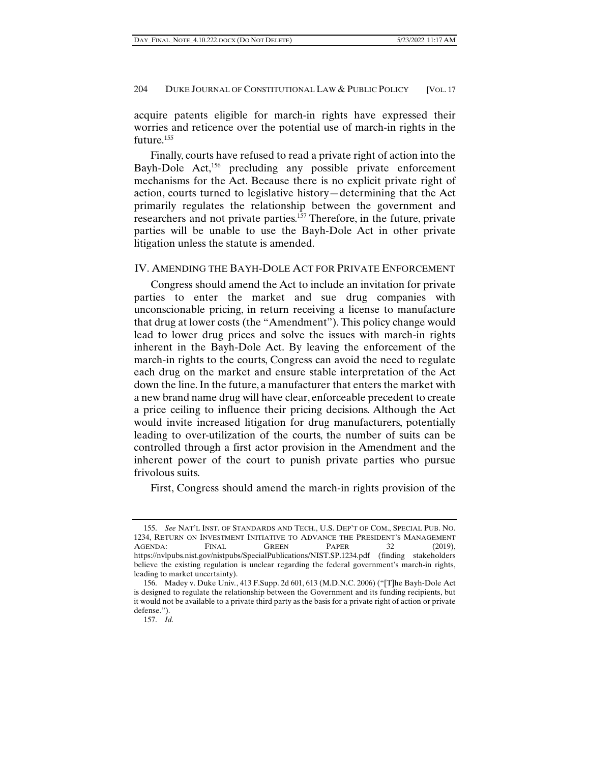acquire patents eligible for march-in rights have expressed their worries and reticence over the potential use of march-in rights in the future.[155]

Finally, courts have refused to read a private right of action into the Bayh-Dole Act,[156] precluding any possible private enforcement mechanisms for the Act. Because there is no explicit private right of action, courts turned to legislative history—determining that the Act primarily regulates the relationship between the government and researchers and not private parties.[157] Therefore, in the future, private parties will be unable to use the Bayh-Dole Act in other private litigation unless the statute is amended.

## IV. AMENDING THE BAYH-DOLE ACT FOR PRIVATE ENFORCEMENT

Congress should amend the Act to include an invitation for private parties to enter the market and sue drug companies with unconscionable pricing, in return receiving a license to manufacture that drug at lower costs (the "Amendment"). This policy change would lead to lower drug prices and solve the issues with march-in rights inherent in the Bayh-Dole Act. By leaving the enforcement of the march-in rights to the courts, Congress can avoid the need to regulate each drug on the market and ensure stable interpretation of the Act down the line. In the future, a manufacturer that enters the market with a new brand name drug will have clear, enforceable precedent to create a price ceiling to influence their pricing decisions. Although the Act would invite increased litigation for drug manufacturers, potentially leading to over-utilization of the courts, the number of suits can be controlled through a first actor provision in the Amendment and the inherent power of the court to punish private parties who pursue frivolous suits.

First, Congress should amend the march-in rights provision of the

---

155. *See* NAT'L INST. OF STANDARDS AND TECH., U.S. DEP'T OF COM., SPECIAL PUB. NO. 1234, RETURN ON INVESTMENT INITIATIVE TO ADVANCE THE PRESIDENT'S MANAGEMENT AGENDA: FINAL GREEN PAPER 32 (2019), https://nvlpubs.nist.gov/nistpubs/SpecialPublications/NIST.SP.1234.pdf (finding stakeholders believe the existing regulation is unclear regarding the federal government's march-in rights, leading to market uncertainty).

156. Madey v. Duke Univ., 413 F.Supp. 2d 601, 613 (M.D.N.C. 2006) ("[T]he Bayh-Dole Act is designed to regulate the relationship between the Government and its funding recipients, but it would not be available to a private third party as the basis for a private right of action or private defense.").

157. *Id.*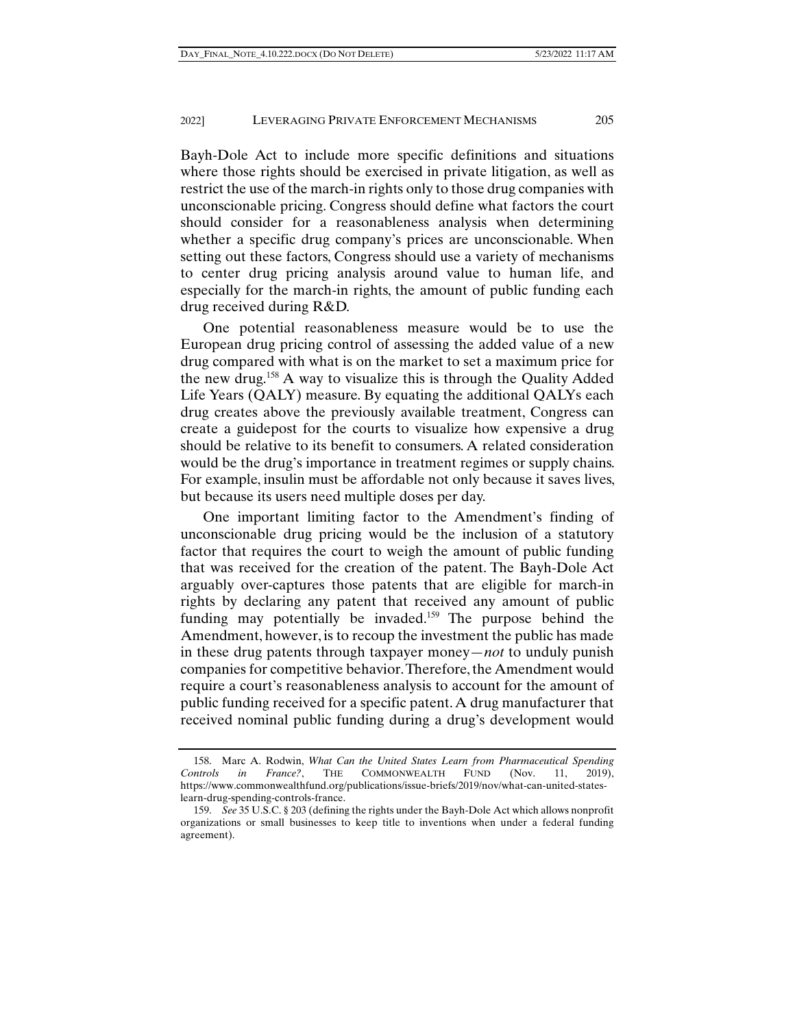Bayh-Dole Act to include more specific definitions and situations where those rights should be exercised in private litigation, as well as restrict the use of the march-in rights only to those drug companies with unconscionable pricing. Congress should define what factors the court should consider for a reasonableness analysis when determining whether a specific drug company's prices are unconscionable. When setting out these factors, Congress should use a variety of mechanisms to center drug pricing analysis around value to human life, and especially for the march-in rights, the amount of public funding each drug received during R&D.

One potential reasonableness measure would be to use the European drug pricing control of assessing the added value of a new drug compared with what is on the market to set a maximum price for the new drug.[158] A way to visualize this is through the Quality Added Life Years (QALY) measure. By equating the additional QALYs each drug creates above the previously available treatment, Congress can create a guidepost for the courts to visualize how expensive a drug should be relative to its benefit to consumers. A related consideration would be the drug's importance in treatment regimes or supply chains. For example, insulin must be affordable not only because it saves lives, but because its users need multiple doses per day.

One important limiting factor to the Amendment's finding of unconscionable drug pricing would be the inclusion of a statutory factor that requires the court to weigh the amount of public funding that was received for the creation of the patent. The Bayh-Dole Act arguably over-captures those patents that are eligible for march-in rights by declaring any patent that received any amount of public funding may potentially be invaded.[159] The purpose behind the Amendment, however, is to recoup the investment the public has made in these drug patents through taxpayer money—*not* to unduly punish companies for competitive behavior. Therefore, the Amendment would require a court's reasonableness analysis to account for the amount of public funding received for a specific patent. A drug manufacturer that received nominal public funding during a drug's development would

---

158. Marc A. Rodwin, *What Can the United States Learn from Pharmaceutical Spending Controls in France?*, THE COMMONWEALTH FUND (Nov. 11, 2019), https://www.commonwealthfund.org/publications/issue-briefs/2019/nov/what-can-united-states-learn-drug-spending-controls-france.

159. *See* 35 U.S.C. § 203 (defining the rights under the Bayh-Dole Act which allows nonprofit organizations or small businesses to keep title to inventions when under a federal funding agreement).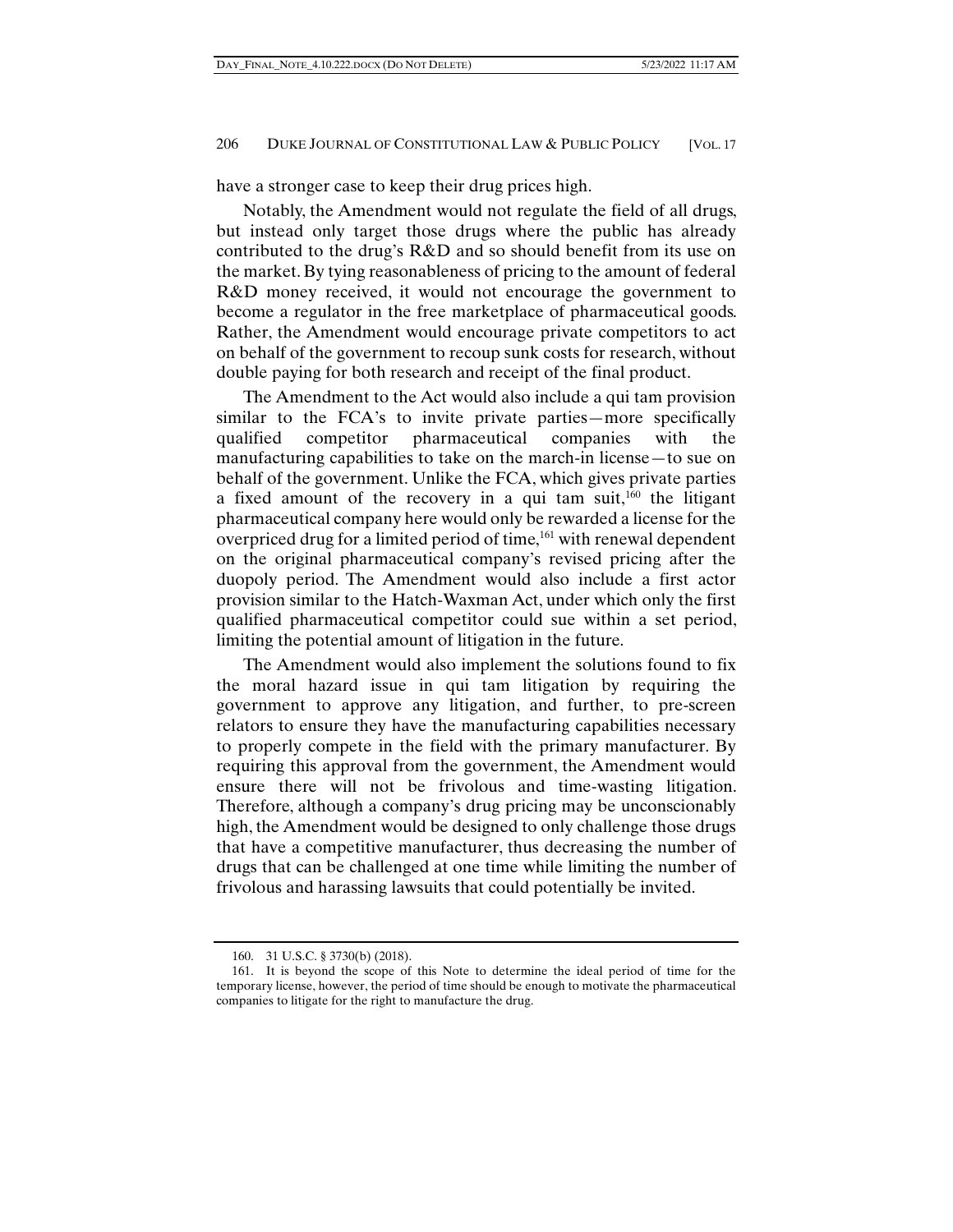have a stronger case to keep their drug prices high.

Notably, the Amendment would not regulate the field of all drugs, but instead only target those drugs where the public has already contributed to the drug's R&D and so should benefit from its use on the market. By tying reasonableness of pricing to the amount of federal R&D money received, it would not encourage the government to become a regulator in the free marketplace of pharmaceutical goods. Rather, the Amendment would encourage private competitors to act on behalf of the government to recoup sunk costs for research, without double paying for both research and receipt of the final product.

The Amendment to the Act would also include a qui tam provision similar to the FCA's to invite private parties—more specifically qualified competitor pharmaceutical companies with the manufacturing capabilities to take on the march-in license—to sue on behalf of the government. Unlike the FCA, which gives private parties a fixed amount of the recovery in a qui tam suit,[160] the litigant pharmaceutical company here would only be rewarded a license for the overpriced drug for a limited period of time,[161] with renewal dependent on the original pharmaceutical company's revised pricing after the duopoly period. The Amendment would also include a first actor provision similar to the Hatch-Waxman Act, under which only the first qualified pharmaceutical competitor could sue within a set period, limiting the potential amount of litigation in the future.

The Amendment would also implement the solutions found to fix the moral hazard issue in qui tam litigation by requiring the government to approve any litigation, and further, to pre-screen relators to ensure they have the manufacturing capabilities necessary to properly compete in the field with the primary manufacturer. By requiring this approval from the government, the Amendment would ensure there will not be frivolous and time-wasting litigation. Therefore, although a company's drug pricing may be unconscionably high, the Amendment would be designed to only challenge those drugs that have a competitive manufacturer, thus decreasing the number of drugs that can be challenged at one time while limiting the number of frivolous and harassing lawsuits that could potentially be invited.

---

160. 31 U.S.C. § 3730(b) (2018).

161. It is beyond the scope of this Note to determine the ideal period of time for the temporary license, however, the period of time should be enough to motivate the pharmaceutical companies to litigate for the right to manufacture the drug.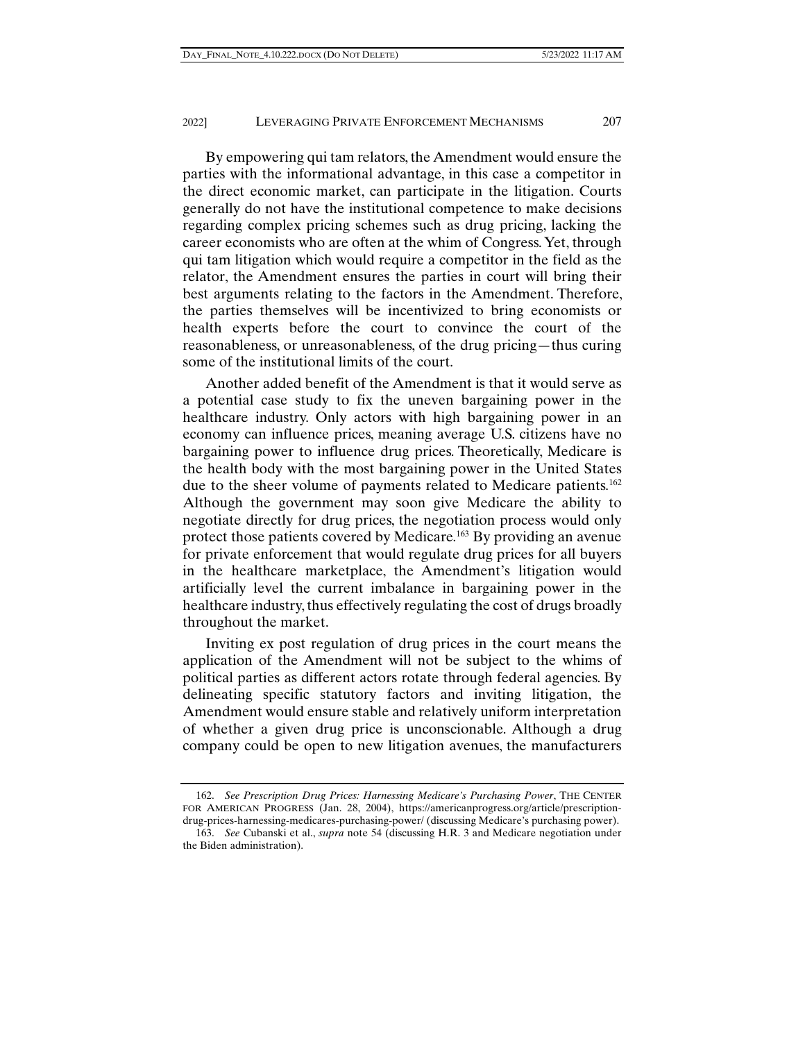By empowering qui tam relators, the Amendment would ensure the parties with the informational advantage, in this case a competitor in the direct economic market, can participate in the litigation. Courts generally do not have the institutional competence to make decisions regarding complex pricing schemes such as drug pricing, lacking the career economists who are often at the whim of Congress. Yet, through qui tam litigation which would require a competitor in the field as the relator, the Amendment ensures the parties in court will bring their best arguments relating to the factors in the Amendment. Therefore, the parties themselves will be incentivized to bring economists or health experts before the court to convince the court of the reasonableness, or unreasonableness, of the drug pricing—thus curing some of the institutional limits of the court.

Another added benefit of the Amendment is that it would serve as a potential case study to fix the uneven bargaining power in the healthcare industry. Only actors with high bargaining power in an economy can influence prices, meaning average U.S. citizens have no bargaining power to influence drug prices. Theoretically, Medicare is the health body with the most bargaining power in the United States due to the sheer volume of payments related to Medicare patients.[162] Although the government may soon give Medicare the ability to negotiate directly for drug prices, the negotiation process would only protect those patients covered by Medicare.[163] By providing an avenue for private enforcement that would regulate drug prices for all buyers in the healthcare marketplace, the Amendment's litigation would artificially level the current imbalance in bargaining power in the healthcare industry, thus effectively regulating the cost of drugs broadly throughout the market.

Inviting ex post regulation of drug prices in the court means the application of the Amendment will not be subject to the whims of political parties as different actors rotate through federal agencies. By delineating specific statutory factors and inviting litigation, the Amendment would ensure stable and relatively uniform interpretation of whether a given drug price is unconscionable. Although a drug company could be open to new litigation avenues, the manufacturers

---

162. *See Prescription Drug Prices: Harnessing Medicare's Purchasing Power*, THE CENTER FOR AMERICAN PROGRESS (Jan. 28, 2004), https://americanprogress.org/article/prescription-drug-prices-harnessing-medicares-purchasing-power/ (discussing Medicare's purchasing power).

163. *See* Cubanski et al., *supra* note 54 (discussing H.R. 3 and Medicare negotiation under the Biden administration).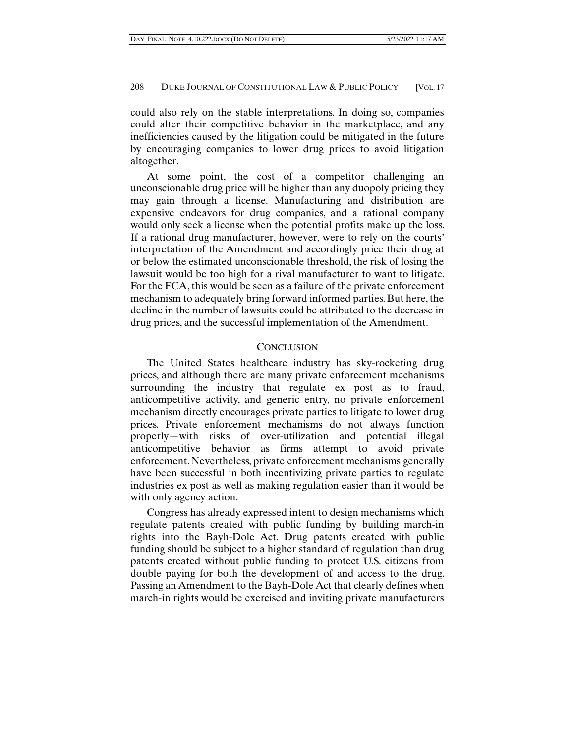could also rely on the stable interpretations. In doing so, companies could alter their competitive behavior in the marketplace, and any inefficiencies caused by the litigation could be mitigated in the future by encouraging companies to lower drug prices to avoid litigation altogether.

At some point, the cost of a competitor challenging an unconscionable drug price will be higher than any duopoly pricing they may gain through a license. Manufacturing and distribution are expensive endeavors for drug companies, and a rational company would only seek a license when the potential profits make up the loss. If a rational drug manufacturer, however, were to rely on the courts' interpretation of the Amendment and accordingly price their drug at or below the estimated unconscionable threshold, the risk of losing the lawsuit would be too high for a rival manufacturer to want to litigate. For the FCA, this would be seen as a failure of the private enforcement mechanism to adequately bring forward informed parties. But here, the decline in the number of lawsuits could be attributed to the decrease in drug prices, and the successful implementation of the Amendment.

## CONCLUSION

The United States healthcare industry has sky-rocketing drug prices, and although there are many private enforcement mechanisms surrounding the industry that regulate ex post as to fraud, anticompetitive activity, and generic entry, no private enforcement mechanism directly encourages private parties to litigate to lower drug prices. Private enforcement mechanisms do not always function properly—with risks of over-utilization and potential illegal anticompetitive behavior as firms attempt to avoid private enforcement. Nevertheless, private enforcement mechanisms generally have been successful in both incentivizing private parties to regulate industries ex post as well as making regulation easier than it would be with only agency action.

Congress has already expressed intent to design mechanisms which regulate patents created with public funding by building march-in rights into the Bayh-Dole Act. Drug patents created with public funding should be subject to a higher standard of regulation than drug patents created without public funding to protect U.S. citizens from double paying for both the development of and access to the drug. Passing an Amendment to the Bayh-Dole Act that clearly defines when march-in rights would be exercised and inviting private manufacturers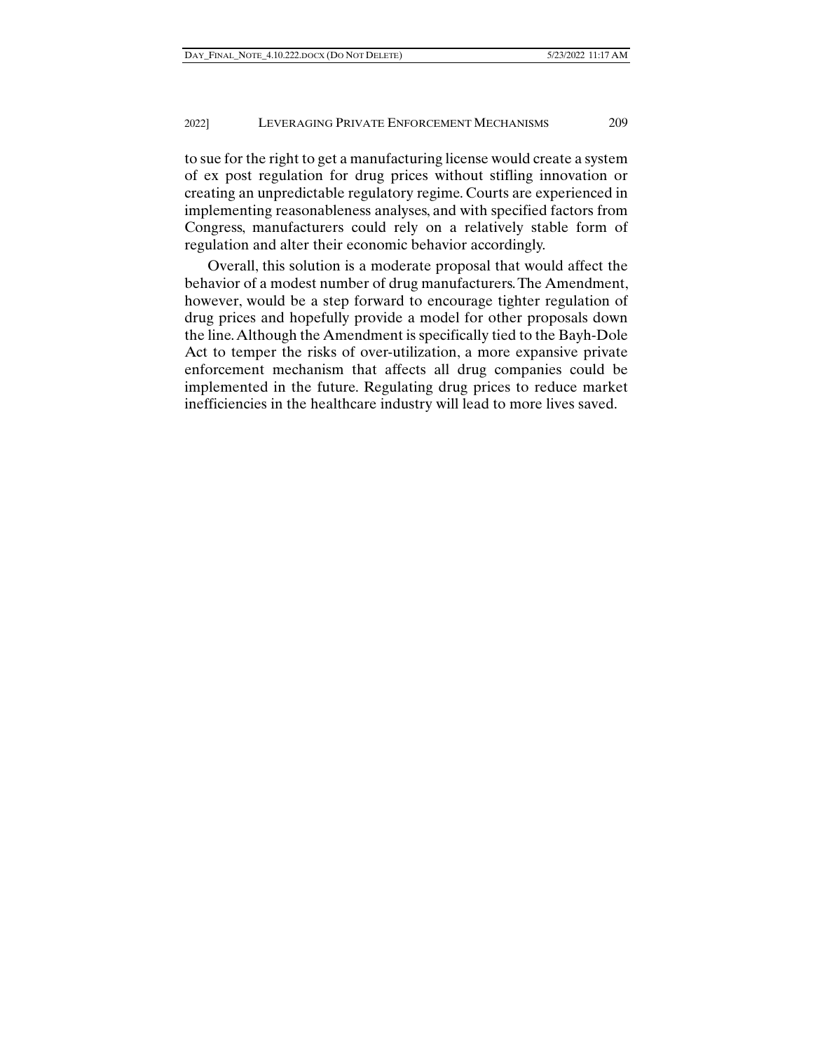to sue for the right to get a manufacturing license would create a system of ex post regulation for drug prices without stifling innovation or creating an unpredictable regulatory regime. Courts are experienced in implementing reasonableness analyses, and with specified factors from Congress, manufacturers could rely on a relatively stable form of regulation and alter their economic behavior accordingly.

Overall, this solution is a moderate proposal that would affect the behavior of a modest number of drug manufacturers. The Amendment, however, would be a step forward to encourage tighter regulation of drug prices and hopefully provide a model for other proposals down the line. Although the Amendment is specifically tied to the Bayh-Dole Act to temper the risks of over-utilization, a more expansive private enforcement mechanism that affects all drug companies could be implemented in the future. Regulating drug prices to reduce market inefficiencies in the healthcare industry will lead to more lives saved.